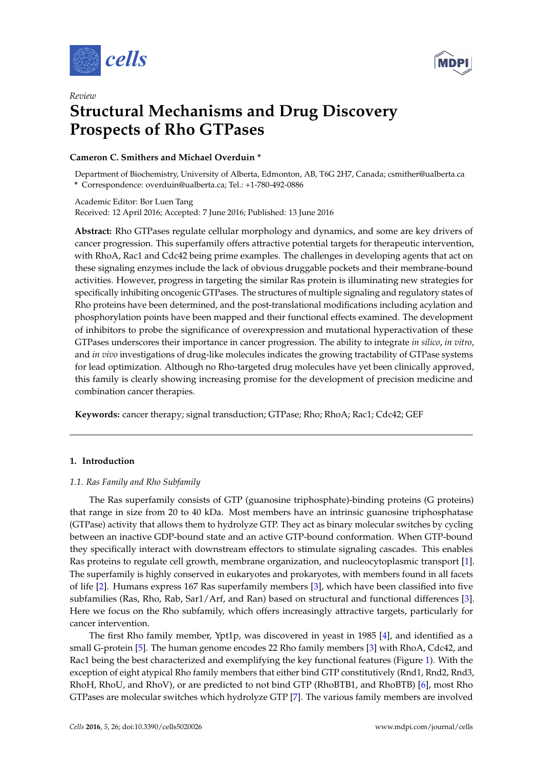*Review*

# Structural Mechanisms and Drug Discovery Prospects of Rho GTPases

**Cameron C. Smithers and Michael Overduin \***

Department of Biochemistry, University of Alberta, Edmonton, AB, T6G 2H7, Canada; csmither@ualberta.ca
**\*** Correspondence: overduin@ualberta.ca; Tel.: +1-780-492-0886

Academic Editor: Bor Luen Tang
Received: 12 April 2016; Accepted: 7 June 2016; Published: 13 June 2016

**Abstract:** Rho GTPases regulate cellular morphology and dynamics, and some are key drivers of cancer progression. This superfamily offers attractive potential targets for therapeutic intervention, with RhoA, Rac1 and Cdc42 being prime examples. The challenges in developing agents that act on these signaling enzymes include the lack of obvious druggable pockets and their membrane-bound activities. However, progress in targeting the similar Ras protein is illuminating new strategies for specifically inhibiting oncogenic GTPases. The structures of multiple signaling and regulatory states of Rho proteins have been determined, and the post-translational modifications including acylation and phosphorylation points have been mapped and their functional effects examined. The development of inhibitors to probe the significance of overexpression and mutational hyperactivation of these GTPases underscores their importance in cancer progression. The ability to integrate *in silico*, *in vitro*, and *in vivo* investigations of drug-like molecules indicates the growing tractability of GTPase systems for lead optimization. Although no Rho-targeted drug molecules have yet been clinically approved, this family is clearly showing increasing promise for the development of precision medicine and combination cancer therapies.

**Keywords:** cancer therapy; signal transduction; GTPase; Rho; RhoA; Rac1; Cdc42; GEF

## 1. Introduction

### 1.1. Ras Family and Rho Subfamily

The Ras superfamily consists of GTP (guanosine triphosphate)-binding proteins (G proteins) that range in size from 20 to 40 kDa. Most members have an intrinsic guanosine triphosphatase (GTPase) activity that allows them to hydrolyze GTP. They act as binary molecular switches by cycling between an inactive GDP-bound state and an active GTP-bound conformation. When GTP-bound they specifically interact with downstream effectors to stimulate signaling cascades. This enables Ras proteins to regulate cell growth, membrane organization, and nucleocytoplasmic transport [1]. The superfamily is highly conserved in eukaryotes and prokaryotes, with members found in all facets of life [2]. Humans express 167 Ras superfamily members [3], which have been classified into five subfamilies (Ras, Rho, Rab, Sar1/Arf, and Ran) based on structural and functional differences [3]. Here we focus on the Rho subfamily, which offers increasingly attractive targets, particularly for cancer intervention.

The first Rho family member, Ypt1p, was discovered in yeast in 1985 [4], and identified as a small G-protein [5]. The human genome encodes 22 Rho family members [3] with RhoA, Cdc42, and Rac1 being the best characterized and exemplifying the key functional features (Figure 1). With the exception of eight atypical Rho family members that either bind GTP constitutively (Rnd1, Rnd2, Rnd3, RhoH, RhoU, and RhoV), or are predicted to not bind GTP (RhoBTB1, and RhoBTB) [6], most Rho GTPases are molecular switches which hydrolyze GTP [7]. The various family members are involved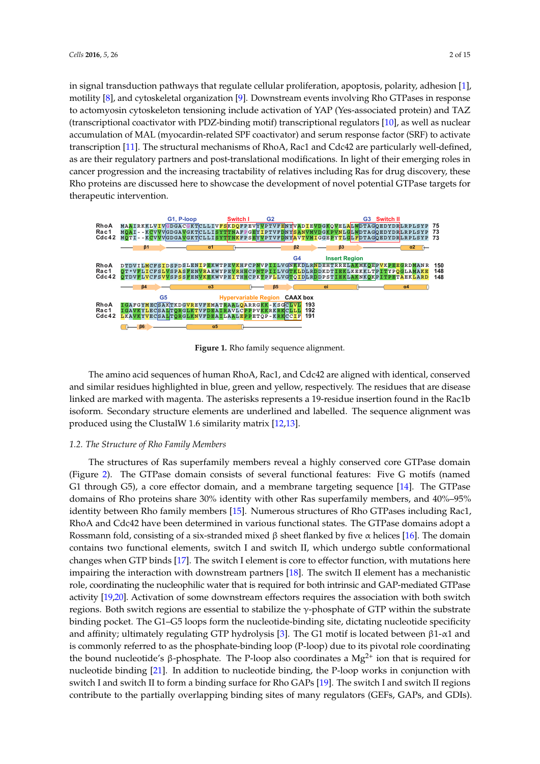in signal transduction pathways that regulate cellular proliferation, apoptosis, polarity, adhesion [1], motility [8], and cytoskeletal organization [9]. Downstream events involving Rho GTPases in response to actomyosin cytoskeleton tensioning include activation of YAP (Yes-associated protein) and TAZ (transcriptional coactivator with PDZ-binding motif) transcriptional regulators [10], as well as nuclear accumulation of MAL (myocardin-related SPF coactivator) and serum response factor (SRF) to activate transcription [11]. The structural mechanisms of RhoA, Rac1 and Cdc42 are particularly well-defined, as are their regulatory partners and post-translational modifications. In light of their emerging roles in cancer progression and the increasing tractability of relatives including Ras for drug discovery, these Rho proteins are discussed here to showcase the development of novel potential GTPase targets for therapeutic intervention.

```
        G1, P-loop            Switch I      G2                                      G3  Switch II
RhoA   MAAIRKKLVIVGDGACGKTCLLIVFSKDQFPEVYVPTVFENYVADIEVDGKQVELALWDTAGQEDYDRLRPLSYP  75
Rac1   MQAI--KCVVVGDGAVGKTCLLISYTTNAFPGEYIPTVFDNYSANVMVDGKPVNLGLWDTAGQEDYDRLRPLSYP  73
Cdc42  MQTI--KCVVVGDGAVGKTCLLISYTTNKFPSEYVPTVFDNYAVTVMIGGEPYTLGLFDTAGQEDYDRLRPLSYP  73
            β1                  α1                    β2          β3             α2

                                                                G4   Insert Region
RhoA   DTDVILMCFSIDSPDSLENIPEKWTPEVKHFCPNVPIILVGNKKDLRNDEHTRRELAKMKQEPVKPEEGRDMANR  150
Rac1   QT*VFLICFSLVSPASFENVRAKWYPEVRHHCPNTPIILVGTKLDLRDDKDTIEKLKEKKLTPITYPQGLAMAKE  148
Cdc42  QTDVFLVCFSVVSPSSFENVKEKWVPEITHHCPKTPFLLVGTQIDLRDDPSTIEKLAKNKQKPITPETAEKLARD  148
          β4                 α3                    β5              αi                      α4

          G5            Hypervariable Region  CAAX box
RhoA   IGAFGYMECSAKTKDGVREVFEMATRAALQARRGKK-KSGCLVL  193
Rac1   IGAVKYLECSALTQRGLKTVFDEAIRAVLCPPPVKKRKRKCLLL  192
Cdc42  LKAVKYVECSALTQRGLKNVFDEAILAALEPPETQP-KRKCCIF  191
          β6                 α5
```

**Figure 1.** Rho family sequence alignment.

The amino acid sequences of human RhoA, Rac1, and Cdc42 are aligned with identical, conserved and similar residues highlighted in blue, green and yellow, respectively. The residues that are disease linked are marked with magenta. The asterisks represents a 19-residue insertion found in the Rac1b isoform. Secondary structure elements are underlined and labelled. The sequence alignment was produced using the ClustalW 1.6 similarity matrix [12,13].

### 1.2. The Structure of Rho Family Members

The structures of Ras superfamily members reveal a highly conserved core GTPase domain (Figure 2). The GTPase domain consists of several functional features: Five G motifs (named G1 through G5), a core effector domain, and a membrane targeting sequence [14]. The GTPase domains of Rho proteins share 30% identity with other Ras superfamily members, and 40%–95% identity between Rho family members [15]. Numerous structures of Rho GTPases including Rac1, RhoA and Cdc42 have been determined in various functional states. The GTPase domains adopt a Rossmann fold, consisting of a six-stranded mixed β sheet flanked by five α helices [16]. The domain contains two functional elements, switch I and switch II, which undergo subtle conformational changes when GTP binds [17]. The switch I element is core to effector function, with mutations here impairing the interaction with downstream partners [18]. The switch II element has a mechanistic role, coordinating the nucleophilic water that is required for both intrinsic and GAP-mediated GTPase activity [19,20]. Activation of some downstream effectors requires the association with both switch regions. Both switch regions are essential to stabilize the γ-phosphate of GTP within the substrate binding pocket. The G1–G5 loops form the nucleotide-binding site, dictating nucleotide specificity and affinity; ultimately regulating GTP hydrolysis [3]. The G1 motif is located between β1-α1 and is commonly referred to as the phosphate-binding loop (P-loop) due to its pivotal role coordinating the bound nucleotide's β-phosphate. The P-loop also coordinates a $Mg^{2+}$ ion that is required for nucleotide binding [21]. In addition to nucleotide binding, the P-loop works in conjunction with switch I and switch II to form a binding surface for Rho GAPs [19]. The switch I and switch II regions contribute to the partially overlapping binding sites of many regulators (GEFs, GAPs, and GDIs).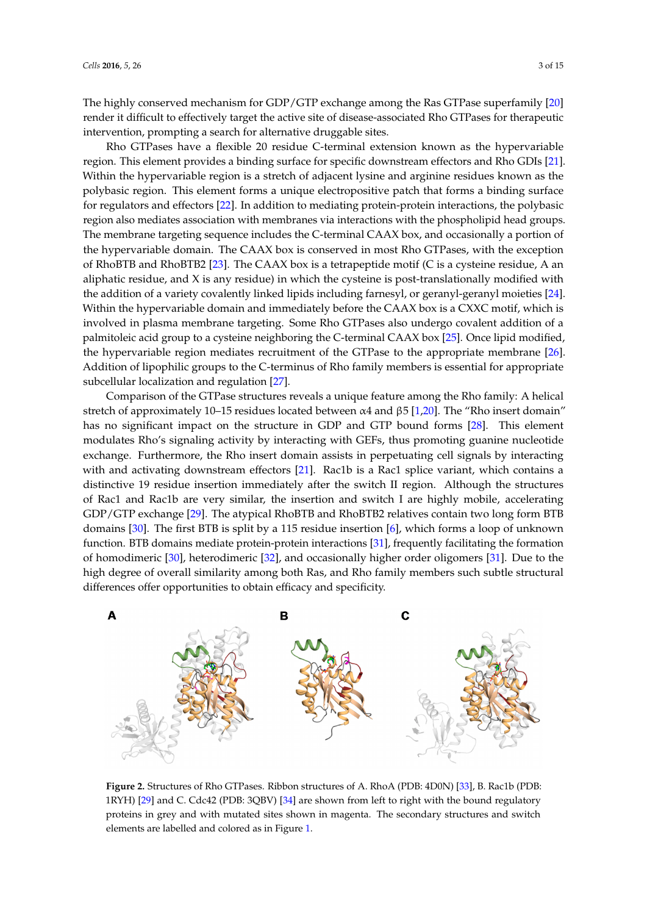The highly conserved mechanism for GDP/GTP exchange among the Ras GTPase superfamily [20] render it difficult to effectively target the active site of disease-associated Rho GTPases for therapeutic intervention, prompting a search for alternative druggable sites.

Rho GTPases have a flexible 20 residue C-terminal extension known as the hypervariable region. This element provides a binding surface for specific downstream effectors and Rho GDIs [21]. Within the hypervariable region is a stretch of adjacent lysine and arginine residues known as the polybasic region. This element forms a unique electropositive patch that forms a binding surface for regulators and effectors [22]. In addition to mediating protein-protein interactions, the polybasic region also mediates association with membranes via interactions with the phospholipid head groups. The membrane targeting sequence includes the C-terminal CAAX box, and occasionally a portion of the hypervariable domain. The CAAX box is conserved in most Rho GTPases, with the exception of RhoBTB and RhoBTB2 [23]. The CAAX box is a tetrapeptide motif (C is a cysteine residue, A an aliphatic residue, and X is any residue) in which the cysteine is post-translationally modified with the addition of a variety covalently linked lipids including farnesyl, or geranyl-geranyl moieties [24]. Within the hypervariable domain and immediately before the CAAX box is a CXXC motif, which is involved in plasma membrane targeting. Some Rho GTPases also undergo covalent addition of a palmitoleic acid group to a cysteine neighboring the C-terminal CAAX box [25]. Once lipid modified, the hypervariable region mediates recruitment of the GTPase to the appropriate membrane [26]. Addition of lipophilic groups to the C-terminus of Rho family members is essential for appropriate subcellular localization and regulation [27].

Comparison of the GTPase structures reveals a unique feature among the Rho family: A helical stretch of approximately 10–15 residues located between $\alpha 4$ and $\beta 5$ [1,20]. The "Rho insert domain" has no significant impact on the structure in GDP and GTP bound forms [28]. This element modulates Rho's signaling activity by interacting with GEFs, thus promoting guanine nucleotide exchange. Furthermore, the Rho insert domain assists in perpetuating cell signals by interacting with and activating downstream effectors [21]. Rac1b is a Rac1 splice variant, which contains a distinctive 19 residue insertion immediately after the switch II region. Although the structures of Rac1 and Rac1b are very similar, the insertion and switch I are highly mobile, accelerating GDP/GTP exchange [29]. The atypical RhoBTB and RhoBTB2 relatives contain two long form BTB domains [30]. The first BTB is split by a 115 residue insertion [6], which forms a loop of unknown function. BTB domains mediate protein-protein interactions [31], frequently facilitating the formation of homodimeric [30], heterodimeric [32], and occasionally higher order oligomers [31]. Due to the high degree of overall similarity among both Ras, and Rho family members such subtle structural differences offer opportunities to obtain efficacy and specificity.

**Figure 2.** Structures of Rho GTPases. Ribbon structures of A. RhoA (PDB: 4D0N) [33], B. Rac1b (PDB: 1RYH) [29] and C. Cdc42 (PDB: 3QBV) [34] are shown from left to right with the bound regulatory proteins in grey and with mutated sites shown in magenta. The secondary structures and switch elements are labelled and colored as in Figure 1.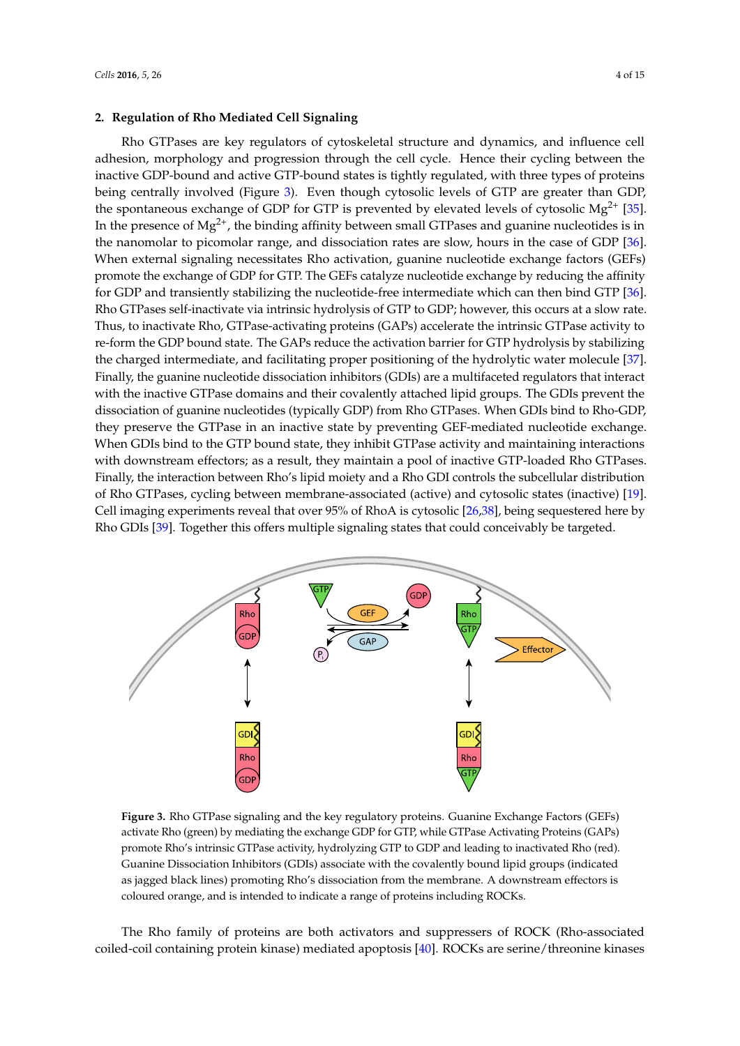## 2. Regulation of Rho Mediated Cell Signaling

Rho GTPases are key regulators of cytoskeletal structure and dynamics, and influence cell adhesion, morphology and progression through the cell cycle. Hence their cycling between the inactive GDP-bound and active GTP-bound states is tightly regulated, with three types of proteins being centrally involved (Figure 3). Even though cytosolic levels of GTP are greater than GDP, the spontaneous exchange of GDP for GTP is prevented by elevated levels of cytosolic $Mg^{2+}$ [35]. In the presence of $Mg^{2+}$, the binding affinity between small GTPases and guanine nucleotides is in the nanomolar to picomolar range, and dissociation rates are slow, hours in the case of GDP [36]. When external signaling necessitates Rho activation, guanine nucleotide exchange factors (GEFs) promote the exchange of GDP for GTP. The GEFs catalyze nucleotide exchange by reducing the affinity for GDP and transiently stabilizing the nucleotide-free intermediate which can then bind GTP [36]. Rho GTPases self-inactivate via intrinsic hydrolysis of GTP to GDP; however, this occurs at a slow rate. Thus, to inactivate Rho, GTPase-activating proteins (GAPs) accelerate the intrinsic GTPase activity to re-form the GDP bound state. The GAPs reduce the activation barrier for GTP hydrolysis by stabilizing the charged intermediate, and facilitating proper positioning of the hydrolytic water molecule [37]. Finally, the guanine nucleotide dissociation inhibitors (GDIs) are a multifaceted regulators that interact with the inactive GTPase domains and their covalently attached lipid groups. The GDIs prevent the dissociation of guanine nucleotides (typically GDP) from Rho GTPases. When GDIs bind to Rho-GDP, they preserve the GTPase in an inactive state by preventing GEF-mediated nucleotide exchange. When GDIs bind to the GTP bound state, they inhibit GTPase activity and maintaining interactions with downstream effectors; as a result, they maintain a pool of inactive GTP-loaded Rho GTPases. Finally, the interaction between Rho's lipid moiety and a Rho GDI controls the subcellular distribution of Rho GTPases, cycling between membrane-associated (active) and cytosolic states (inactive) [19]. Cell imaging experiments reveal that over 95% of RhoA is cytosolic [26,38], being sequestered here by Rho GDIs [39]. Together this offers multiple signaling states that could conceivably be targeted.

**Figure 3.** Rho GTPase signaling and the key regulatory proteins. Guanine Exchange Factors (GEFs) activate Rho (green) by mediating the exchange GDP for GTP, while GTPase Activating Proteins (GAPs) promote Rho's intrinsic GTPase activity, hydrolyzing GTP to GDP and leading to inactivated Rho (red). Guanine Dissociation Inhibitors (GDIs) associate with the covalently bound lipid groups (indicated as jagged black lines) promoting Rho's dissociation from the membrane. A downstream effectors is coloured orange, and is intended to indicate a range of proteins including ROCKs.

The Rho family of proteins are both activators and suppressers of ROCK (Rho-associated coiled-coil containing protein kinase) mediated apoptosis [40]. ROCKs are serine/threonine kinases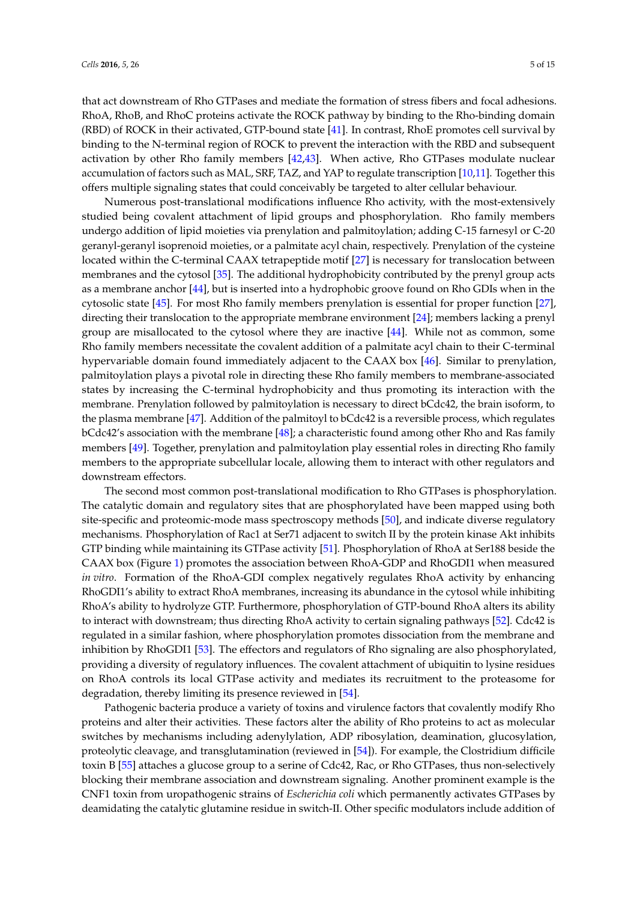that act downstream of Rho GTPases and mediate the formation of stress fibers and focal adhesions. RhoA, RhoB, and RhoC proteins activate the ROCK pathway by binding to the Rho-binding domain (RBD) of ROCK in their activated, GTP-bound state [41]. In contrast, RhoE promotes cell survival by binding to the N-terminal region of ROCK to prevent the interaction with the RBD and subsequent activation by other Rho family members [42,43]. When active, Rho GTPases modulate nuclear accumulation of factors such as MAL, SRF, TAZ, and YAP to regulate transcription [10,11]. Together this offers multiple signaling states that could conceivably be targeted to alter cellular behaviour.

Numerous post-translational modifications influence Rho activity, with the most-extensively studied being covalent attachment of lipid groups and phosphorylation. Rho family members undergo addition of lipid moieties via prenylation and palmitoylation; adding C-15 farnesyl or C-20 geranyl-geranyl isoprenoid moieties, or a palmitate acyl chain, respectively. Prenylation of the cysteine located within the C-terminal CAAX tetrapeptide motif [27] is necessary for translocation between membranes and the cytosol [35]. The additional hydrophobicity contributed by the prenyl group acts as a membrane anchor [44], but is inserted into a hydrophobic groove found on Rho GDIs when in the cytosolic state [45]. For most Rho family members prenylation is essential for proper function [27], directing their translocation to the appropriate membrane environment [24]; members lacking a prenyl group are misallocated to the cytosol where they are inactive [44]. While not as common, some Rho family members necessitate the covalent addition of a palmitate acyl chain to their C-terminal hypervariable domain found immediately adjacent to the CAAX box [46]. Similar to prenylation, palmitoylation plays a pivotal role in directing these Rho family members to membrane-associated states by increasing the C-terminal hydrophobicity and thus promoting its interaction with the membrane. Prenylation followed by palmitoylation is necessary to direct bCdc42, the brain isoform, to the plasma membrane [47]. Addition of the palmitoyl to bCdc42 is a reversible process, which regulates bCdc42's association with the membrane [48]; a characteristic found among other Rho and Ras family members [49]. Together, prenylation and palmitoylation play essential roles in directing Rho family members to the appropriate subcellular locale, allowing them to interact with other regulators and downstream effectors.

The second most common post-translational modification to Rho GTPases is phosphorylation. The catalytic domain and regulatory sites that are phosphorylated have been mapped using both site-specific and proteomic-mode mass spectroscopy methods [50], and indicate diverse regulatory mechanisms. Phosphorylation of Rac1 at Ser71 adjacent to switch II by the protein kinase Akt inhibits GTP binding while maintaining its GTPase activity [51]. Phosphorylation of RhoA at Ser188 beside the CAAX box (Figure 1) promotes the association between RhoA-GDP and RhoGDI1 when measured *in vitro*. Formation of the RhoA-GDI complex negatively regulates RhoA activity by enhancing RhoGDI1's ability to extract RhoA membranes, increasing its abundance in the cytosol while inhibiting RhoA's ability to hydrolyze GTP. Furthermore, phosphorylation of GTP-bound RhoA alters its ability to interact with downstream; thus directing RhoA activity to certain signaling pathways [52]. Cdc42 is regulated in a similar fashion, where phosphorylation promotes dissociation from the membrane and inhibition by RhoGDI1 [53]. The effectors and regulators of Rho signaling are also phosphorylated, providing a diversity of regulatory influences. The covalent attachment of ubiquitin to lysine residues on RhoA controls its local GTPase activity and mediates its recruitment to the proteasome for degradation, thereby limiting its presence reviewed in [54].

Pathogenic bacteria produce a variety of toxins and virulence factors that covalently modify Rho proteins and alter their activities. These factors alter the ability of Rho proteins to act as molecular switches by mechanisms including adenylylation, ADP ribosylation, deamination, glucosylation, proteolytic cleavage, and transglutamination (reviewed in [54]). For example, the Clostridium difficile toxin B [55] attaches a glucose group to a serine of Cdc42, Rac, or Rho GTPases, thus non-selectively blocking their membrane association and downstream signaling. Another prominent example is the CNF1 toxin from uropathogenic strains of *Escherichia coli* which permanently activates GTPases by deamidating the catalytic glutamine residue in switch-II. Other specific modulators include addition of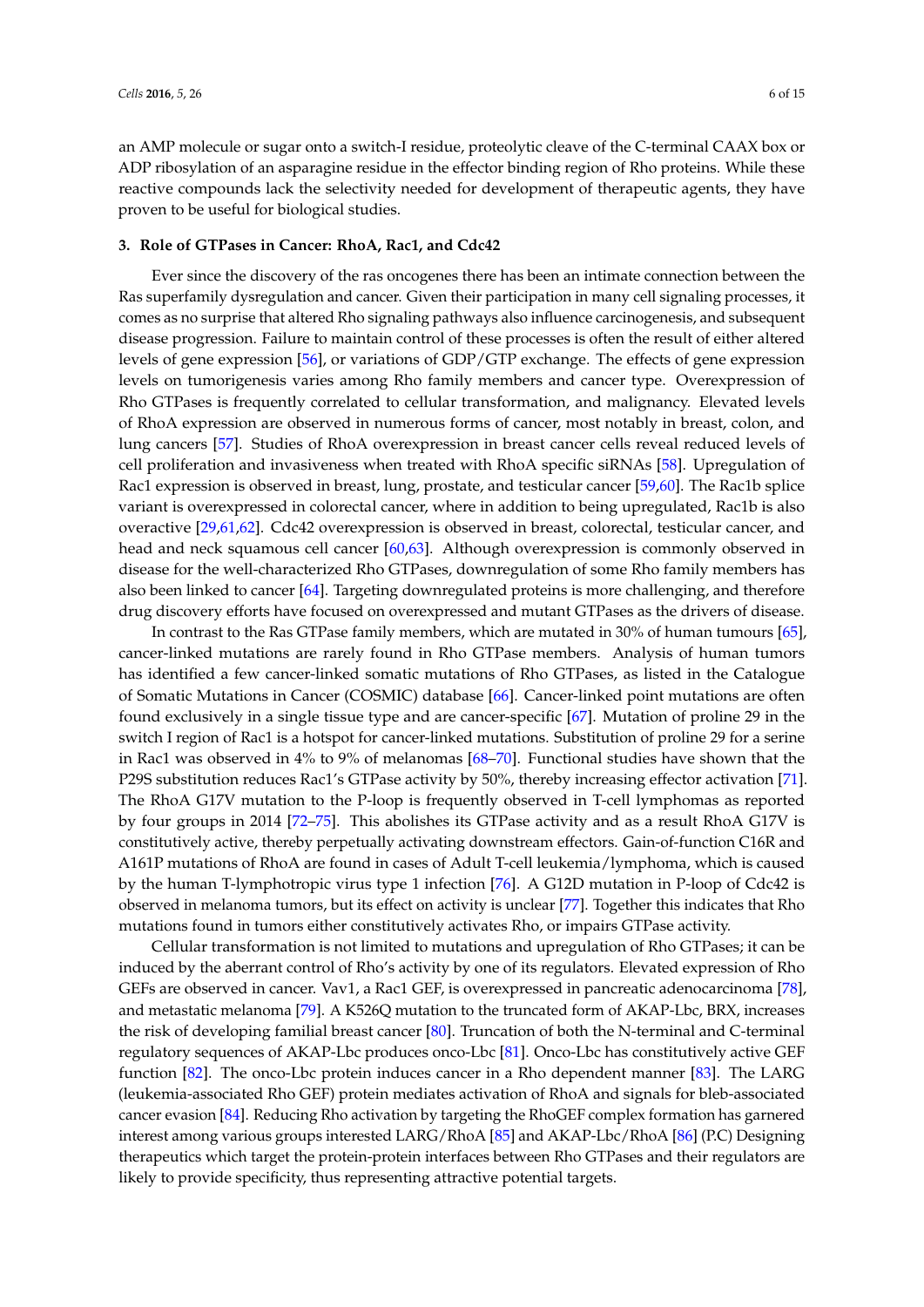an AMP molecule or sugar onto a switch-I residue, proteolytic cleave of the C-terminal CAAX box or ADP ribosylation of an asparagine residue in the effector binding region of Rho proteins. While these reactive compounds lack the selectivity needed for development of therapeutic agents, they have proven to be useful for biological studies.

## 3. Role of GTPases in Cancer: RhoA, Rac1, and Cdc42

Ever since the discovery of the ras oncogenes there has been an intimate connection between the Ras superfamily dysregulation and cancer. Given their participation in many cell signaling processes, it comes as no surprise that altered Rho signaling pathways also influence carcinogenesis, and subsequent disease progression. Failure to maintain control of these processes is often the result of either altered levels of gene expression [56], or variations of GDP/GTP exchange. The effects of gene expression levels on tumorigenesis varies among Rho family members and cancer type. Overexpression of Rho GTPases is frequently correlated to cellular transformation, and malignancy. Elevated levels of RhoA expression are observed in numerous forms of cancer, most notably in breast, colon, and lung cancers [57]. Studies of RhoA overexpression in breast cancer cells reveal reduced levels of cell proliferation and invasiveness when treated with RhoA specific siRNAs [58]. Upregulation of Rac1 expression is observed in breast, lung, prostate, and testicular cancer [59,60]. The Rac1b splice variant is overexpressed in colorectal cancer, where in addition to being upregulated, Rac1b is also overactive [29,61,62]. Cdc42 overexpression is observed in breast, colorectal, testicular cancer, and head and neck squamous cell cancer [60,63]. Although overexpression is commonly observed in disease for the well-characterized Rho GTPases, downregulation of some Rho family members has also been linked to cancer [64]. Targeting downregulated proteins is more challenging, and therefore drug discovery efforts have focused on overexpressed and mutant GTPases as the drivers of disease.

In contrast to the Ras GTPase family members, which are mutated in 30% of human tumours [65], cancer-linked mutations are rarely found in Rho GTPase members. Analysis of human tumors has identified a few cancer-linked somatic mutations of Rho GTPases, as listed in the Catalogue of Somatic Mutations in Cancer (COSMIC) database [66]. Cancer-linked point mutations are often found exclusively in a single tissue type and are cancer-specific [67]. Mutation of proline 29 in the switch I region of Rac1 is a hotspot for cancer-linked mutations. Substitution of proline 29 for a serine in Rac1 was observed in 4% to 9% of melanomas [68–70]. Functional studies have shown that the P29S substitution reduces Rac1's GTPase activity by 50%, thereby increasing effector activation [71]. The RhoA G17V mutation to the P-loop is frequently observed in T-cell lymphomas as reported by four groups in 2014 [72–75]. This abolishes its GTPase activity and as a result RhoA G17V is constitutively active, thereby perpetually activating downstream effectors. Gain-of-function C16R and A161P mutations of RhoA are found in cases of Adult T-cell leukemia/lymphoma, which is caused by the human T-lymphotropic virus type 1 infection [76]. A G12D mutation in P-loop of Cdc42 is observed in melanoma tumors, but its effect on activity is unclear [77]. Together this indicates that Rho mutations found in tumors either constitutively activates Rho, or impairs GTPase activity.

Cellular transformation is not limited to mutations and upregulation of Rho GTPases; it can be induced by the aberrant control of Rho's activity by one of its regulators. Elevated expression of Rho GEFs are observed in cancer. Vav1, a Rac1 GEF, is overexpressed in pancreatic adenocarcinoma [78], and metastatic melanoma [79]. A K526Q mutation to the truncated form of AKAP-Lbc, BRX, increases the risk of developing familial breast cancer [80]. Truncation of both the N-terminal and C-terminal regulatory sequences of AKAP-Lbc produces onco-Lbc [81]. Onco-Lbc has constitutively active GEF function [82]. The onco-Lbc protein induces cancer in a Rho dependent manner [83]. The LARG (leukemia-associated Rho GEF) protein mediates activation of RhoA and signals for bleb-associated cancer evasion [84]. Reducing Rho activation by targeting the RhoGEF complex formation has garnered interest among various groups interested LARG/RhoA [85] and AKAP-Lbc/RhoA [86] (P.C) Designing therapeutics which target the protein-protein interfaces between Rho GTPases and their regulators are likely to provide specificity, thus representing attractive potential targets.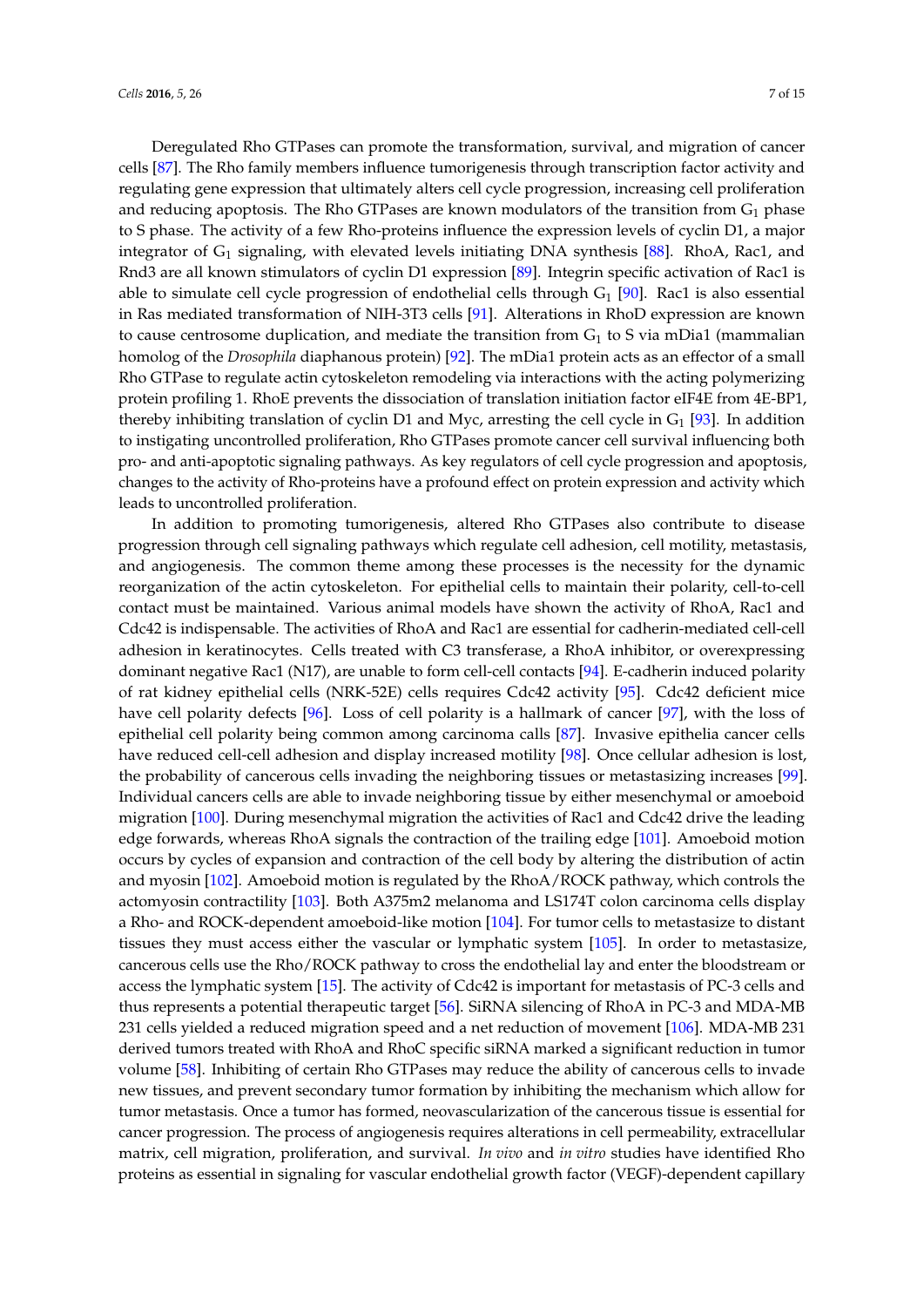Deregulated Rho GTPases can promote the transformation, survival, and migration of cancer cells [87]. The Rho family members influence tumorigenesis through transcription factor activity and regulating gene expression that ultimately alters cell cycle progression, increasing cell proliferation and reducing apoptosis. The Rho GTPases are known modulators of the transition from $G_1$ phase to S phase. The activity of a few Rho-proteins influence the expression levels of cyclin D1, a major integrator of $G_1$ signaling, with elevated levels initiating DNA synthesis [88]. RhoA, Rac1, and Rnd3 are all known stimulators of cyclin D1 expression [89]. Integrin specific activation of Rac1 is able to simulate cell cycle progression of endothelial cells through $G_1$ [90]. Rac1 is also essential in Ras mediated transformation of NIH-3T3 cells [91]. Alterations in RhoD expression are known to cause centrosome duplication, and mediate the transition from $G_1$ to S via mDia1 (mammalian homolog of the *Drosophila* diaphanous protein) [92]. The mDia1 protein acts as an effector of a small Rho GTPase to regulate actin cytoskeleton remodeling via interactions with the acting polymerizing protein profiling 1. RhoE prevents the dissociation of translation initiation factor eIF4E from 4E-BP1, thereby inhibiting translation of cyclin D1 and Myc, arresting the cell cycle in $G_1$ [93]. In addition to instigating uncontrolled proliferation, Rho GTPases promote cancer cell survival influencing both pro- and anti-apoptotic signaling pathways. As key regulators of cell cycle progression and apoptosis, changes to the activity of Rho-proteins have a profound effect on protein expression and activity which leads to uncontrolled proliferation.

In addition to promoting tumorigenesis, altered Rho GTPases also contribute to disease progression through cell signaling pathways which regulate cell adhesion, cell motility, metastasis, and angiogenesis. The common theme among these processes is the necessity for the dynamic reorganization of the actin cytoskeleton. For epithelial cells to maintain their polarity, cell-to-cell contact must be maintained. Various animal models have shown the activity of RhoA, Rac1 and Cdc42 is indispensable. The activities of RhoA and Rac1 are essential for cadherin-mediated cell-cell adhesion in keratinocytes. Cells treated with C3 transferase, a RhoA inhibitor, or overexpressing dominant negative Rac1 (N17), are unable to form cell-cell contacts [94]. E-cadherin induced polarity of rat kidney epithelial cells (NRK-52E) cells requires Cdc42 activity [95]. Cdc42 deficient mice have cell polarity defects [96]. Loss of cell polarity is a hallmark of cancer [97], with the loss of epithelial cell polarity being common among carcinoma calls [87]. Invasive epithelia cancer cells have reduced cell-cell adhesion and display increased motility [98]. Once cellular adhesion is lost, the probability of cancerous cells invading the neighboring tissues or metastasizing increases [99]. Individual cancers cells are able to invade neighboring tissue by either mesenchymal or amoeboid migration [100]. During mesenchymal migration the activities of Rac1 and Cdc42 drive the leading edge forwards, whereas RhoA signals the contraction of the trailing edge [101]. Amoeboid motion occurs by cycles of expansion and contraction of the cell body by altering the distribution of actin and myosin [102]. Amoeboid motion is regulated by the RhoA/ROCK pathway, which controls the actomyosin contractility [103]. Both A375m2 melanoma and LS174T colon carcinoma cells display a Rho- and ROCK-dependent amoeboid-like motion [104]. For tumor cells to metastasize to distant tissues they must access either the vascular or lymphatic system [105]. In order to metastasize, cancerous cells use the Rho/ROCK pathway to cross the endothelial lay and enter the bloodstream or access the lymphatic system [15]. The activity of Cdc42 is important for metastasis of PC-3 cells and thus represents a potential therapeutic target [56]. SiRNA silencing of RhoA in PC-3 and MDA-MB 231 cells yielded a reduced migration speed and a net reduction of movement [106]. MDA-MB 231 derived tumors treated with RhoA and RhoC specific siRNA marked a significant reduction in tumor volume [58]. Inhibiting of certain Rho GTPases may reduce the ability of cancerous cells to invade new tissues, and prevent secondary tumor formation by inhibiting the mechanism which allow for tumor metastasis. Once a tumor has formed, neovascularization of the cancerous tissue is essential for cancer progression. The process of angiogenesis requires alterations in cell permeability, extracellular matrix, cell migration, proliferation, and survival. *In vivo* and *in vitro* studies have identified Rho proteins as essential in signaling for vascular endothelial growth factor (VEGF)-dependent capillary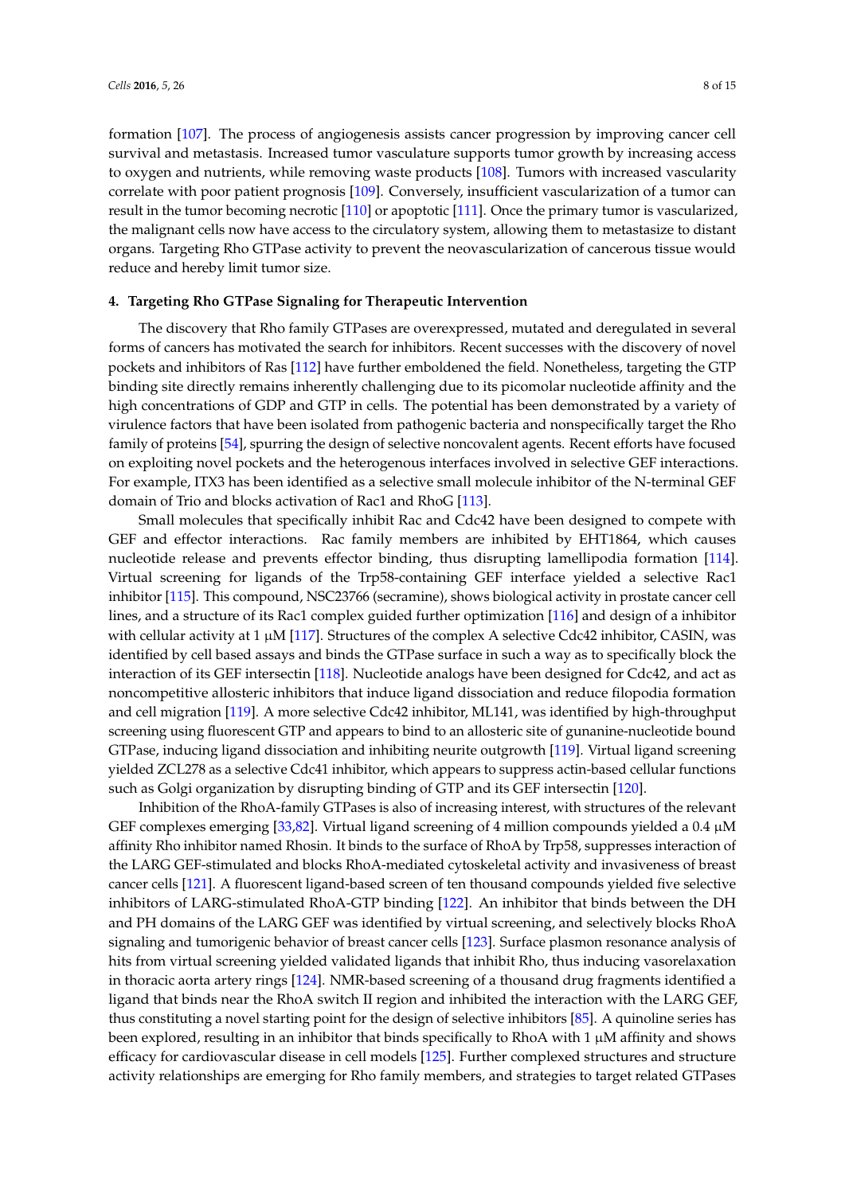formation [107]. The process of angiogenesis assists cancer progression by improving cancer cell survival and metastasis. Increased tumor vasculature supports tumor growth by increasing access to oxygen and nutrients, while removing waste products [108]. Tumors with increased vascularity correlate with poor patient prognosis [109]. Conversely, insufficient vascularization of a tumor can result in the tumor becoming necrotic [110] or apoptotic [111]. Once the primary tumor is vascularized, the malignant cells now have access to the circulatory system, allowing them to metastasize to distant organs. Targeting Rho GTPase activity to prevent the neovascularization of cancerous tissue would reduce and hereby limit tumor size.

## 4. Targeting Rho GTPase Signaling for Therapeutic Intervention

The discovery that Rho family GTPases are overexpressed, mutated and deregulated in several forms of cancers has motivated the search for inhibitors. Recent successes with the discovery of novel pockets and inhibitors of Ras [112] have further emboldened the field. Nonetheless, targeting the GTP binding site directly remains inherently challenging due to its picomolar nucleotide affinity and the high concentrations of GDP and GTP in cells. The potential has been demonstrated by a variety of virulence factors that have been isolated from pathogenic bacteria and nonspecifically target the Rho family of proteins [54], spurring the design of selective noncovalent agents. Recent efforts have focused on exploiting novel pockets and the heterogenous interfaces involved in selective GEF interactions. For example, ITX3 has been identified as a selective small molecule inhibitor of the N-terminal GEF domain of Trio and blocks activation of Rac1 and RhoG [113].

Small molecules that specifically inhibit Rac and Cdc42 have been designed to compete with GEF and effector interactions. Rac family members are inhibited by EHT1864, which causes nucleotide release and prevents effector binding, thus disrupting lamellipodia formation [114]. Virtual screening for ligands of the Trp58-containing GEF interface yielded a selective Rac1 inhibitor [115]. This compound, NSC23766 (secramine), shows biological activity in prostate cancer cell lines, and a structure of its Rac1 complex guided further optimization [116] and design of a inhibitor with cellular activity at 1 μM [117]. Structures of the complex A selective Cdc42 inhibitor, CASIN, was identified by cell based assays and binds the GTPase surface in such a way as to specifically block the interaction of its GEF intersectin [118]. Nucleotide analogs have been designed for Cdc42, and act as noncompetitive allosteric inhibitors that induce ligand dissociation and reduce filopodia formation and cell migration [119]. A more selective Cdc42 inhibitor, ML141, was identified by high-throughput screening using fluorescent GTP and appears to bind to an allosteric site of gunanine-nucleotide bound GTPase, inducing ligand dissociation and inhibiting neurite outgrowth [119]. Virtual ligand screening yielded ZCL278 as a selective Cdc41 inhibitor, which appears to suppress actin-based cellular functions such as Golgi organization by disrupting binding of GTP and its GEF intersectin [120].

Inhibition of the RhoA-family GTPases is also of increasing interest, with structures of the relevant GEF complexes emerging [33,82]. Virtual ligand screening of 4 million compounds yielded a 0.4 μM affinity Rho inhibitor named Rhosin. It binds to the surface of RhoA by Trp58, suppresses interaction of the LARG GEF-stimulated and blocks RhoA-mediated cytoskeletal activity and invasiveness of breast cancer cells [121]. A fluorescent ligand-based screen of ten thousand compounds yielded five selective inhibitors of LARG-stimulated RhoA-GTP binding [122]. An inhibitor that binds between the DH and PH domains of the LARG GEF was identified by virtual screening, and selectively blocks RhoA signaling and tumorigenic behavior of breast cancer cells [123]. Surface plasmon resonance analysis of hits from virtual screening yielded validated ligands that inhibit Rho, thus inducing vasorelaxation in thoracic aorta artery rings [124]. NMR-based screening of a thousand drug fragments identified a ligand that binds near the RhoA switch II region and inhibited the interaction with the LARG GEF, thus constituting a novel starting point for the design of selective inhibitors [85]. A quinoline series has been explored, resulting in an inhibitor that binds specifically to RhoA with 1 μM affinity and shows efficacy for cardiovascular disease in cell models [125]. Further complexed structures and structure activity relationships are emerging for Rho family members, and strategies to target related GTPases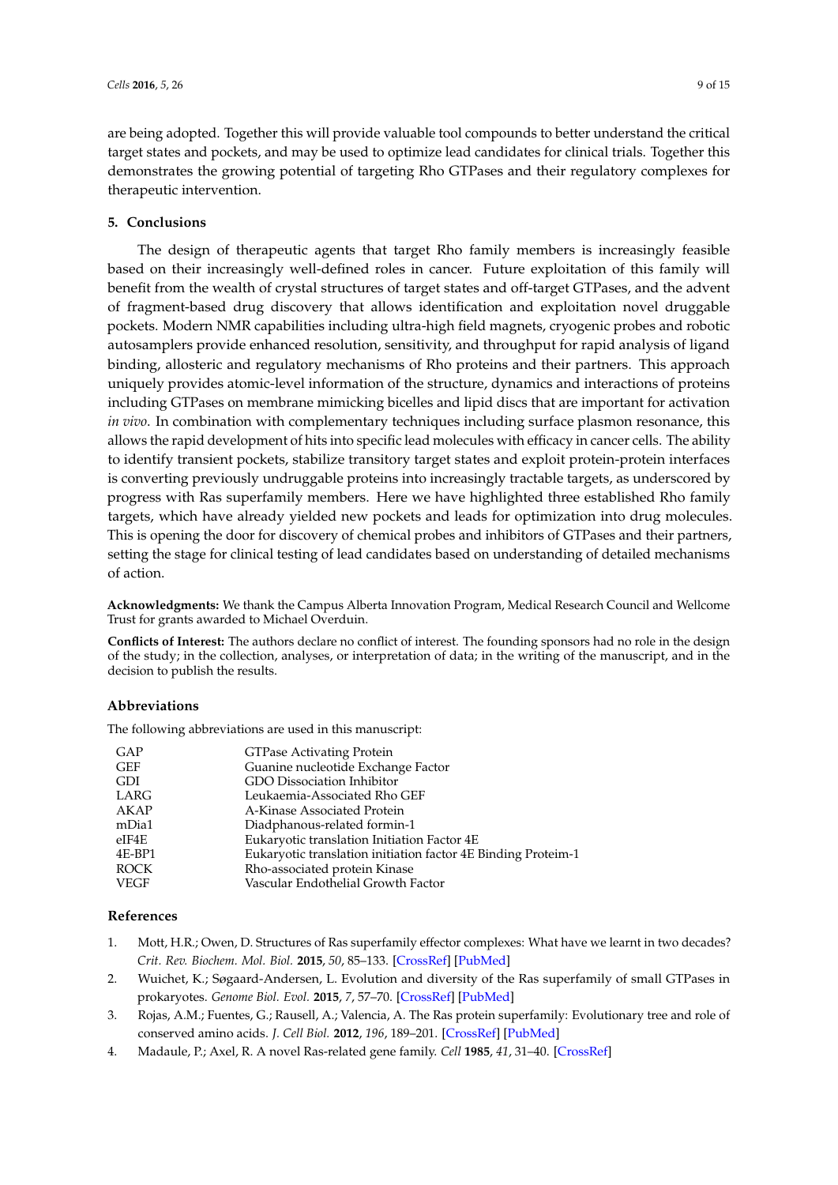are being adopted. Together this will provide valuable tool compounds to better understand the critical target states and pockets, and may be used to optimize lead candidates for clinical trials. Together this demonstrates the growing potential of targeting Rho GTPases and their regulatory complexes for therapeutic intervention.

## 5. Conclusions

The design of therapeutic agents that target Rho family members is increasingly feasible based on their increasingly well-defined roles in cancer. Future exploitation of this family will benefit from the wealth of crystal structures of target states and off-target GTPases, and the advent of fragment-based drug discovery that allows identification and exploitation novel druggable pockets. Modern NMR capabilities including ultra-high field magnets, cryogenic probes and robotic autosamplers provide enhanced resolution, sensitivity, and throughput for rapid analysis of ligand binding, allosteric and regulatory mechanisms of Rho proteins and their partners. This approach uniquely provides atomic-level information of the structure, dynamics and interactions of proteins including GTPases on membrane mimicking bicelles and lipid discs that are important for activation *in vivo*. In combination with complementary techniques including surface plasmon resonance, this allows the rapid development of hits into specific lead molecules with efficacy in cancer cells. The ability to identify transient pockets, stabilize transitory target states and exploit protein-protein interfaces is converting previously undruggable proteins into increasingly tractable targets, as underscored by progress with Ras superfamily members. Here we have highlighted three established Rho family targets, which have already yielded new pockets and leads for optimization into drug molecules. This is opening the door for discovery of chemical probes and inhibitors of GTPases and their partners, setting the stage for clinical testing of lead candidates based on understanding of detailed mechanisms of action.

**Acknowledgments:** We thank the Campus Alberta Innovation Program, Medical Research Council and Wellcome Trust for grants awarded to Michael Overduin.

**Conflicts of Interest:** The authors declare no conflict of interest. The founding sponsors had no role in the design of the study; in the collection, analyses, or interpretation of data; in the writing of the manuscript, and in the decision to publish the results.

## Abbreviations

The following abbreviations are used in this manuscript:

| | |
|---|---|
| GAP | GTPase Activating Protein |
| GEF | Guanine nucleotide Exchange Factor |
| GDI | GDO Dissociation Inhibitor |
| LARG | Leukaemia-Associated Rho GEF |
| AKAP | A-Kinase Associated Protein |
| mDia1 | Diadphanous-related formin-1 |
| eIF4E | Eukaryotic translation Initiation Factor 4E |
| 4E-BP1 | Eukaryotic translation initiation factor 4E Binding Proteim-1 |
| ROCK | Rho-associated protein Kinase |
| VEGF | Vascular Endothelial Growth Factor |

## References

1. Mott, H.R.; Owen, D. Structures of Ras superfamily effector complexes: What have we learnt in two decades? *Crit. Rev. Biochem. Mol. Biol.* **2015**, *50*, 85–133. [CrossRef] [PubMed]
2. Wuichet, K.; Søgaard-Andersen, L. Evolution and diversity of the Ras superfamily of small GTPases in prokaryotes. *Genome Biol. Evol.* **2015**, *7*, 57–70. [CrossRef] [PubMed]
3. Rojas, A.M.; Fuentes, G.; Rausell, A.; Valencia, A. The Ras protein superfamily: Evolutionary tree and role of conserved amino acids. *J. Cell Biol.* **2012**, *196*, 189–201. [CrossRef] [PubMed]
4. Madaule, P.; Axel, R. A novel Ras-related gene family. *Cell* **1985**, *41*, 31–40. [CrossRef]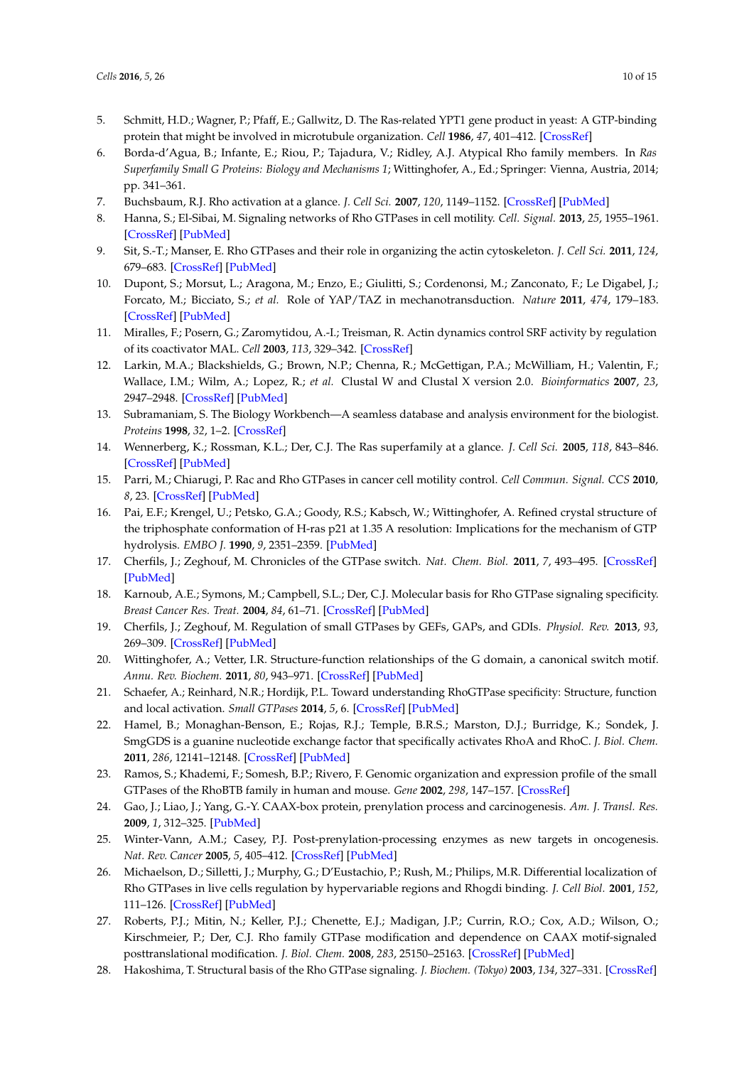5. Schmitt, H.D.; Wagner, P.; Pfaff, E.; Gallwitz, D. The Ras-related YPT1 gene product in yeast: A GTP-binding protein that might be involved in microtubule organization. *Cell* **1986**, *47*, 401–412. [CrossRef]
6. Borda-d'Agua, B.; Infante, E.; Riou, P.; Tajadura, V.; Ridley, A.J. Atypical Rho family members. In *Ras Superfamily Small G Proteins: Biology and Mechanisms 1*; Wittinghofer, A., Ed.; Springer: Vienna, Austria, 2014; pp. 341–361.
7. Buchsbaum, R.J. Rho activation at a glance. *J. Cell Sci.* **2007**, *120*, 1149–1152. [CrossRef] [PubMed]
8. Hanna, S.; El-Sibai, M. Signaling networks of Rho GTPases in cell motility. *Cell. Signal.* **2013**, *25*, 1955–1961. [CrossRef] [PubMed]
9. Sit, S.-T.; Manser, E. Rho GTPases and their role in organizing the actin cytoskeleton. *J. Cell Sci.* **2011**, *124*, 679–683. [CrossRef] [PubMed]
10. Dupont, S.; Morsut, L.; Aragona, M.; Enzo, E.; Giulitti, S.; Cordenonsi, M.; Zanconato, F.; Le Digabel, J.; Forcato, M.; Bicciato, S.; *et al.* Role of YAP/TAZ in mechanotransduction. *Nature* **2011**, *474*, 179–183. [CrossRef] [PubMed]
11. Miralles, F.; Posern, G.; Zaromytidou, A.-I.; Treisman, R. Actin dynamics control SRF activity by regulation of its coactivator MAL. *Cell* **2003**, *113*, 329–342. [CrossRef]
12. Larkin, M.A.; Blackshields, G.; Brown, N.P.; Chenna, R.; McGettigan, P.A.; McWilliam, H.; Valentin, F.; Wallace, I.M.; Wilm, A.; Lopez, R.; *et al.* Clustal W and Clustal X version 2.0. *Bioinformatics* **2007**, *23*, 2947–2948. [CrossRef] [PubMed]
13. Subramaniam, S. The Biology Workbench—A seamless database and analysis environment for the biologist. *Proteins* **1998**, *32*, 1–2. [CrossRef]
14. Wennerberg, K.; Rossman, K.L.; Der, C.J. The Ras superfamily at a glance. *J. Cell Sci.* **2005**, *118*, 843–846. [CrossRef] [PubMed]
15. Parri, M.; Chiarugi, P. Rac and Rho GTPases in cancer cell motility control. *Cell Commun. Signal. CCS* **2010**, *8*, 23. [CrossRef] [PubMed]
16. Pai, E.F.; Krengel, U.; Petsko, G.A.; Goody, R.S.; Kabsch, W.; Wittinghofer, A. Refined crystal structure of the triphosphate conformation of H-ras p21 at 1.35 A resolution: Implications for the mechanism of GTP hydrolysis. *EMBO J.* **1990**, *9*, 2351–2359. [PubMed]
17. Cherfils, J.; Zeghouf, M. Chronicles of the GTPase switch. *Nat. Chem. Biol.* **2011**, *7*, 493–495. [CrossRef] [PubMed]
18. Karnoub, A.E.; Symons, M.; Campbell, S.L.; Der, C.J. Molecular basis for Rho GTPase signaling specificity. *Breast Cancer Res. Treat.* **2004**, *84*, 61–71. [CrossRef] [PubMed]
19. Cherfils, J.; Zeghouf, M. Regulation of small GTPases by GEFs, GAPs, and GDIs. *Physiol. Rev.* **2013**, *93*, 269–309. [CrossRef] [PubMed]
20. Wittinghofer, A.; Vetter, I.R. Structure-function relationships of the G domain, a canonical switch motif. *Annu. Rev. Biochem.* **2011**, *80*, 943–971. [CrossRef] [PubMed]
21. Schaefer, A.; Reinhard, N.R.; Hordijk, P.L. Toward understanding RhoGTPase specificity: Structure, function and local activation. *Small GTPases* **2014**, *5*, 6. [CrossRef] [PubMed]
22. Hamel, B.; Monaghan-Benson, E.; Rojas, R.J.; Temple, B.R.S.; Marston, D.J.; Burridge, K.; Sondek, J. SmgGDS is a guanine nucleotide exchange factor that specifically activates RhoA and RhoC. *J. Biol. Chem.* **2011**, *286*, 12141–12148. [CrossRef] [PubMed]
23. Ramos, S.; Khademi, F.; Somesh, B.P.; Rivero, F. Genomic organization and expression profile of the small GTPases of the RhoBTB family in human and mouse. *Gene* **2002**, *298*, 147–157. [CrossRef]
24. Gao, J.; Liao, J.; Yang, G.-Y. CAAX-box protein, prenylation process and carcinogenesis. *Am. J. Transl. Res.* **2009**, *1*, 312–325. [PubMed]
25. Winter-Vann, A.M.; Casey, P.J. Post-prenylation-processing enzymes as new targets in oncogenesis. *Nat. Rev. Cancer* **2005**, *5*, 405–412. [CrossRef] [PubMed]
26. Michaelson, D.; Silletti, J.; Murphy, G.; D'Eustachio, P.; Rush, M.; Philips, M.R. Differential localization of Rho GTPases in live cells regulation by hypervariable regions and Rhogdi binding. *J. Cell Biol.* **2001**, *152*, 111–126. [CrossRef] [PubMed]
27. Roberts, P.J.; Mitin, N.; Keller, P.J.; Chenette, E.J.; Madigan, J.P.; Currin, R.O.; Cox, A.D.; Wilson, O.; Kirschmeier, P.; Der, C.J. Rho family GTPase modification and dependence on CAAX motif-signaled posttranslational modification. *J. Biol. Chem.* **2008**, *283*, 25150–25163. [CrossRef] [PubMed]
28. Hakoshima, T. Structural basis of the Rho GTPase signaling. *J. Biochem. (Tokyo)* **2003**, *134*, 327–331. [CrossRef]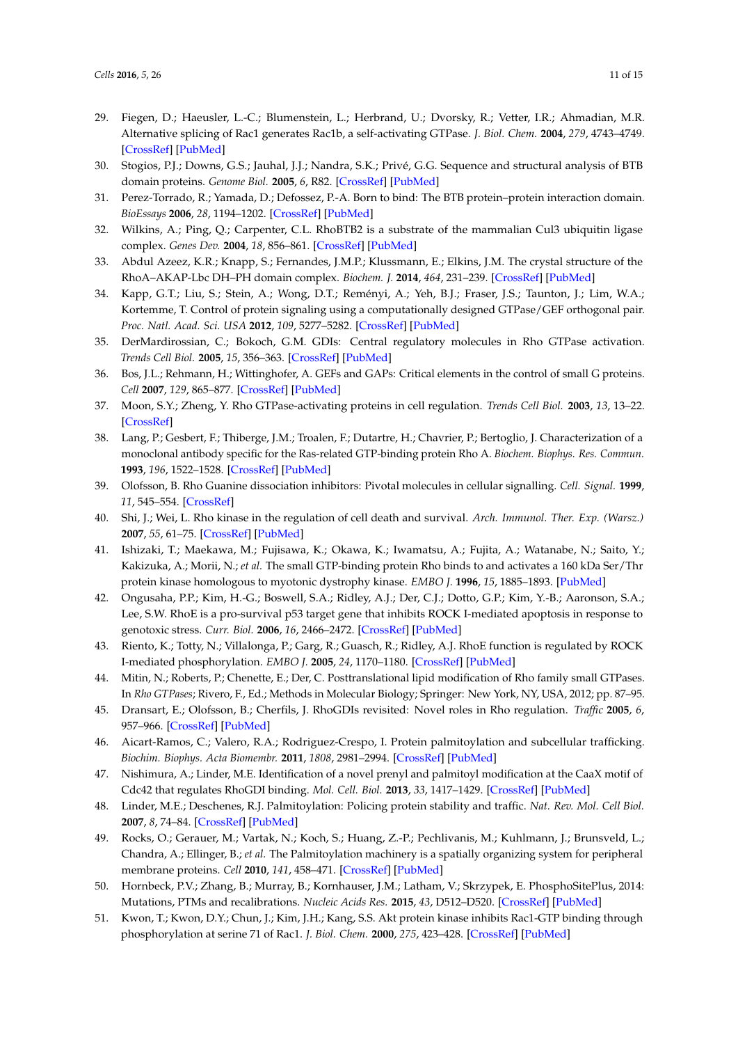29. Fiegen, D.; Haeusler, L.-C.; Blumenstein, L.; Herbrand, U.; Dvorsky, R.; Vetter, I.R.; Ahmadian, M.R. Alternative splicing of Rac1 generates Rac1b, a self-activating GTPase. *J. Biol. Chem.* **2004**, *279*, 4743–4749. [CrossRef] [PubMed]
30. Stogios, P.J.; Downs, G.S.; Jauhal, J.J.; Nandra, S.K.; Privé, G.G. Sequence and structural analysis of BTB domain proteins. *Genome Biol.* **2005**, *6*, R82. [CrossRef] [PubMed]
31. Perez-Torrado, R.; Yamada, D.; Defossez, P.-A. Born to bind: The BTB protein–protein interaction domain. *BioEssays* **2006**, *28*, 1194–1202. [CrossRef] [PubMed]
32. Wilkins, A.; Ping, Q.; Carpenter, C.L. RhoBTB2 is a substrate of the mammalian Cul3 ubiquitin ligase complex. *Genes Dev.* **2004**, *18*, 856–861. [CrossRef] [PubMed]
33. Abdul Azeez, K.R.; Knapp, S.; Fernandes, J.M.P.; Klussmann, E.; Elkins, J.M. The crystal structure of the RhoA–AKAP-Lbc DH–PH domain complex. *Biochem. J.* **2014**, *464*, 231–239. [CrossRef] [PubMed]
34. Kapp, G.T.; Liu, S.; Stein, A.; Wong, D.T.; Reményi, A.; Yeh, B.J.; Fraser, J.S.; Taunton, J.; Lim, W.A.; Kortemme, T. Control of protein signaling using a computationally designed GTPase/GEF orthogonal pair. *Proc. Natl. Acad. Sci. USA* **2012**, *109*, 5277–5282. [CrossRef] [PubMed]
35. DerMardirossian, C.; Bokoch, G.M. GDIs: Central regulatory molecules in Rho GTPase activation. *Trends Cell Biol.* **2005**, *15*, 356–363. [CrossRef] [PubMed]
36. Bos, J.L.; Rehmann, H.; Wittinghofer, A. GEFs and GAPs: Critical elements in the control of small G proteins. *Cell* **2007**, *129*, 865–877. [CrossRef] [PubMed]
37. Moon, S.Y.; Zheng, Y. Rho GTPase-activating proteins in cell regulation. *Trends Cell Biol.* **2003**, *13*, 13–22. [CrossRef]
38. Lang, P.; Gesbert, F.; Thiberge, J.M.; Troalen, F.; Dutartre, H.; Chavrier, P.; Bertoglio, J. Characterization of a monoclonal antibody specific for the Ras-related GTP-binding protein Rho A. *Biochem. Biophys. Res. Commun.* **1993**, *196*, 1522–1528. [CrossRef] [PubMed]
39. Olofsson, B. Rho Guanine dissociation inhibitors: Pivotal molecules in cellular signalling. *Cell. Signal.* **1999**, *11*, 545–554. [CrossRef]
40. Shi, J.; Wei, L. Rho kinase in the regulation of cell death and survival. *Arch. Immunol. Ther. Exp. (Warsz.)* **2007**, *55*, 61–75. [CrossRef] [PubMed]
41. Ishizaki, T.; Maekawa, M.; Fujisawa, K.; Okawa, K.; Iwamatsu, A.; Fujita, A.; Watanabe, N.; Saito, Y.; Kakizuka, A.; Morii, N.; *et al.* The small GTP-binding protein Rho binds to and activates a 160 kDa Ser/Thr protein kinase homologous to myotonic dystrophy kinase. *EMBO J.* **1996**, *15*, 1885–1893. [PubMed]
42. Ongusaha, P.P.; Kim, H.-G.; Boswell, S.A.; Ridley, A.J.; Der, C.J.; Dotto, G.P.; Kim, Y.-B.; Aaronson, S.A.; Lee, S.W. RhoE is a pro-survival p53 target gene that inhibits ROCK I-mediated apoptosis in response to genotoxic stress. *Curr. Biol.* **2006**, *16*, 2466–2472. [CrossRef] [PubMed]
43. Riento, K.; Totty, N.; Villalonga, P.; Garg, R.; Guasch, R.; Ridley, A.J. RhoE function is regulated by ROCK I-mediated phosphorylation. *EMBO J.* **2005**, *24*, 1170–1180. [CrossRef] [PubMed]
44. Mitin, N.; Roberts, P.; Chenette, E.; Der, C. Posttranslational lipid modification of Rho family small GTPases. In *Rho GTPases*; Rivero, F., Ed.; Methods in Molecular Biology; Springer: New York, NY, USA, 2012; pp. 87–95.
45. Dransart, E.; Olofsson, B.; Cherfils, J. RhoGDIs revisited: Novel roles in Rho regulation. *Traffic* **2005**, *6*, 957–966. [CrossRef] [PubMed]
46. Aicart-Ramos, C.; Valero, R.A.; Rodriguez-Crespo, I. Protein palmitoylation and subcellular trafficking. *Biochim. Biophys. Acta Biomembr.* **2011**, *1808*, 2981–2994. [CrossRef] [PubMed]
47. Nishimura, A.; Linder, M.E. Identification of a novel prenyl and palmitoyl modification at the CaaX motif of Cdc42 that regulates RhoGDI binding. *Mol. Cell. Biol.* **2013**, *33*, 1417–1429. [CrossRef] [PubMed]
48. Linder, M.E.; Deschenes, R.J. Palmitoylation: Policing protein stability and traffic. *Nat. Rev. Mol. Cell Biol.* **2007**, *8*, 74–84. [CrossRef] [PubMed]
49. Rocks, O.; Gerauer, M.; Vartak, N.; Koch, S.; Huang, Z.-P.; Pechlivanis, M.; Kuhlmann, J.; Brunsveld, L.; Chandra, A.; Ellinger, B.; *et al.* The Palmitoylation machinery is a spatially organizing system for peripheral membrane proteins. *Cell* **2010**, *141*, 458–471. [CrossRef] [PubMed]
50. Hornbeck, P.V.; Zhang, B.; Murray, B.; Kornhauser, J.M.; Latham, V.; Skrzypek, E. PhosphoSitePlus, 2014: Mutations, PTMs and recalibrations. *Nucleic Acids Res.* **2015**, *43*, D512–D520. [CrossRef] [PubMed]
51. Kwon, T.; Kwon, D.Y.; Chun, J.; Kim, J.H.; Kang, S.S. Akt protein kinase inhibits Rac1-GTP binding through phosphorylation at serine 71 of Rac1. *J. Biol. Chem.* **2000**, *275*, 423–428. [CrossRef] [PubMed]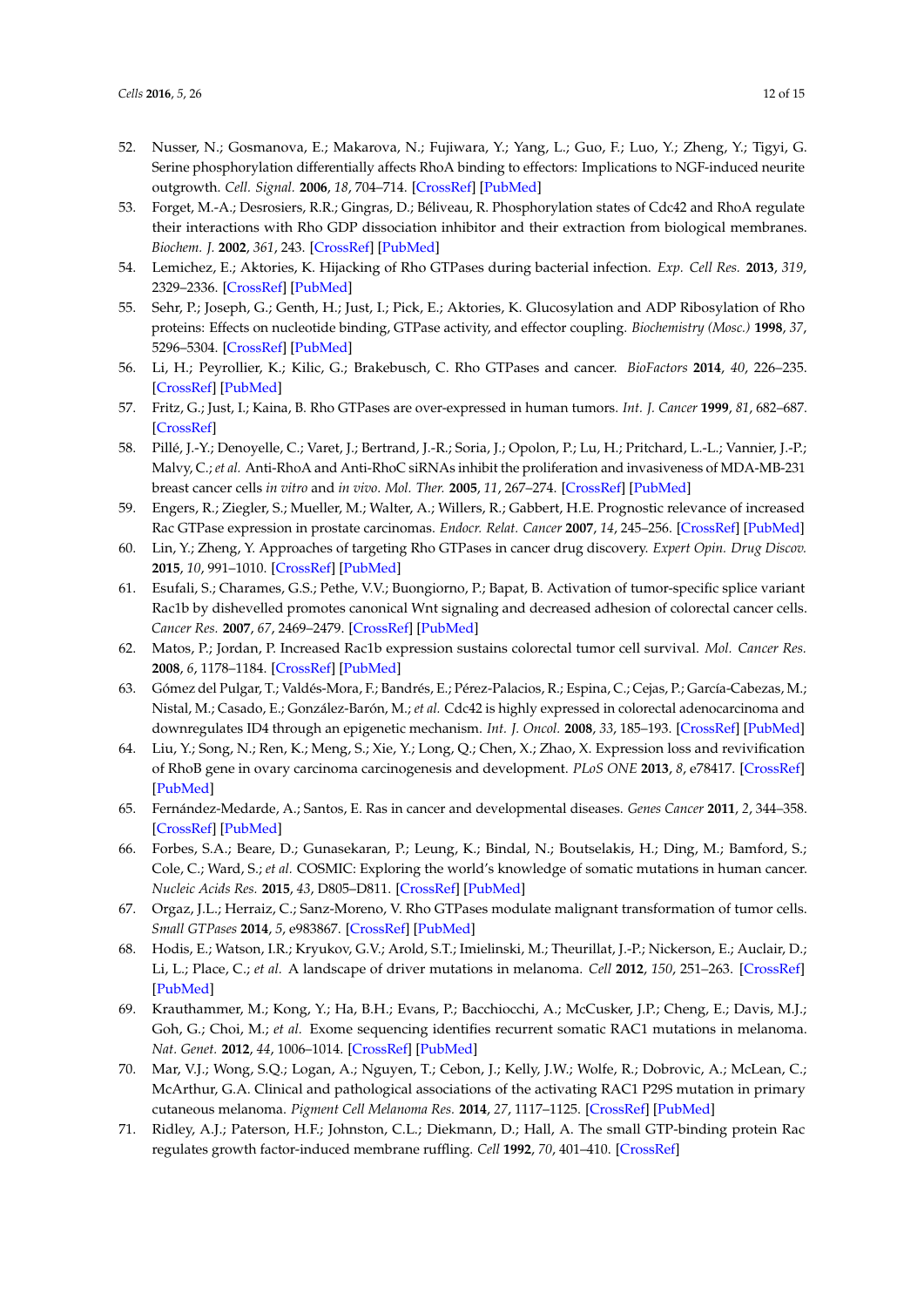52. Nusser, N.; Gosmanova, E.; Makarova, N.; Fujiwara, Y.; Yang, L.; Guo, F.; Luo, Y.; Zheng, Y.; Tigyi, G. Serine phosphorylation differentially affects RhoA binding to effectors: Implications to NGF-induced neurite outgrowth. *Cell. Signal.* **2006**, *18*, 704–714. [CrossRef] [PubMed]
53. Forget, M.-A.; Desrosiers, R.R.; Gingras, D.; Béliveau, R. Phosphorylation states of Cdc42 and RhoA regulate their interactions with Rho GDP dissociation inhibitor and their extraction from biological membranes. *Biochem. J.* **2002**, *361*, 243. [CrossRef] [PubMed]
54. Lemichez, E.; Aktories, K. Hijacking of Rho GTPases during bacterial infection. *Exp. Cell Res.* **2013**, *319*, 2329–2336. [CrossRef] [PubMed]
55. Sehr, P.; Joseph, G.; Genth, H.; Just, I.; Pick, E.; Aktories, K. Glucosylation and ADP Ribosylation of Rho proteins: Effects on nucleotide binding, GTPase activity, and effector coupling. *Biochemistry (Mosc.)* **1998**, *37*, 5296–5304. [CrossRef] [PubMed]
56. Li, H.; Peyrollier, K.; Kilic, G.; Brakebusch, C. Rho GTPases and cancer. *BioFactors* **2014**, *40*, 226–235. [CrossRef] [PubMed]
57. Fritz, G.; Just, I.; Kaina, B. Rho GTPases are over-expressed in human tumors. *Int. J. Cancer* **1999**, *81*, 682–687. [CrossRef]
58. Pillé, J.-Y.; Denoyelle, C.; Varet, J.; Bertrand, J.-R.; Soria, J.; Opolon, P.; Lu, H.; Pritchard, L.-L.; Vannier, J.-P.; Malvy, C.; *et al.* Anti-RhoA and Anti-RhoC siRNAs inhibit the proliferation and invasiveness of MDA-MB-231 breast cancer cells *in vitro* and *in vivo*. *Mol. Ther.* **2005**, *11*, 267–274. [CrossRef] [PubMed]
59. Engers, R.; Ziegler, S.; Mueller, M.; Walter, A.; Willers, R.; Gabbert, H.E. Prognostic relevance of increased Rac GTPase expression in prostate carcinomas. *Endocr. Relat. Cancer* **2007**, *14*, 245–256. [CrossRef] [PubMed]
60. Lin, Y.; Zheng, Y. Approaches of targeting Rho GTPases in cancer drug discovery. *Expert Opin. Drug Discov.* **2015**, *10*, 991–1010. [CrossRef] [PubMed]
61. Esufali, S.; Charames, G.S.; Pethe, V.V.; Buongiorno, P.; Bapat, B. Activation of tumor-specific splice variant Rac1b by dishevelled promotes canonical Wnt signaling and decreased adhesion of colorectal cancer cells. *Cancer Res.* **2007**, *67*, 2469–2479. [CrossRef] [PubMed]
62. Matos, P.; Jordan, P. Increased Rac1b expression sustains colorectal tumor cell survival. *Mol. Cancer Res.* **2008**, *6*, 1178–1184. [CrossRef] [PubMed]
63. Gómez del Pulgar, T.; Valdés-Mora, F.; Bandrés, E.; Pérez-Palacios, R.; Espina, C.; Cejas, P.; García-Cabezas, M.; Nistal, M.; Casado, E.; González-Barón, M.; *et al.* Cdc42 is highly expressed in colorectal adenocarcinoma and downregulates ID4 through an epigenetic mechanism. *Int. J. Oncol.* **2008**, *33*, 185–193. [CrossRef] [PubMed]
64. Liu, Y.; Song, N.; Ren, K.; Meng, S.; Xie, Y.; Long, Q.; Chen, X.; Zhao, X. Expression loss and revivification of RhoB gene in ovary carcinoma carcinogenesis and development. *PLoS ONE* **2013**, *8*, e78417. [CrossRef] [PubMed]
65. Fernández-Medarde, A.; Santos, E. Ras in cancer and developmental diseases. *Genes Cancer* **2011**, *2*, 344–358. [CrossRef] [PubMed]
66. Forbes, S.A.; Beare, D.; Gunasekaran, P.; Leung, K.; Bindal, N.; Boutselakis, H.; Ding, M.; Bamford, S.; Cole, C.; Ward, S.; *et al.* COSMIC: Exploring the world's knowledge of somatic mutations in human cancer. *Nucleic Acids Res.* **2015**, *43*, D805–D811. [CrossRef] [PubMed]
67. Orgaz, J.L.; Herraiz, C.; Sanz-Moreno, V. Rho GTPases modulate malignant transformation of tumor cells. *Small GTPases* **2014**, *5*, e983867. [CrossRef] [PubMed]
68. Hodis, E.; Watson, I.R.; Kryukov, G.V.; Arold, S.T.; Imielinski, M.; Theurillat, J.-P.; Nickerson, E.; Auclair, D.; Li, L.; Place, C.; *et al.* A landscape of driver mutations in melanoma. *Cell* **2012**, *150*, 251–263. [CrossRef] [PubMed]
69. Krauthammer, M.; Kong, Y.; Ha, B.H.; Evans, P.; Bacchiocchi, A.; McCusker, J.P.; Cheng, E.; Davis, M.J.; Goh, G.; Choi, M.; *et al.* Exome sequencing identifies recurrent somatic RAC1 mutations in melanoma. *Nat. Genet.* **2012**, *44*, 1006–1014. [CrossRef] [PubMed]
70. Mar, V.J.; Wong, S.Q.; Logan, A.; Nguyen, T.; Cebon, J.; Kelly, J.W.; Wolfe, R.; Dobrovic, A.; McLean, C.; McArthur, G.A. Clinical and pathological associations of the activating RAC1 P29S mutation in primary cutaneous melanoma. *Pigment Cell Melanoma Res.* **2014**, *27*, 1117–1125. [CrossRef] [PubMed]
71. Ridley, A.J.; Paterson, H.F.; Johnston, C.L.; Diekmann, D.; Hall, A. The small GTP-binding protein Rac regulates growth factor-induced membrane ruffling. *Cell* **1992**, *70*, 401–410. [CrossRef]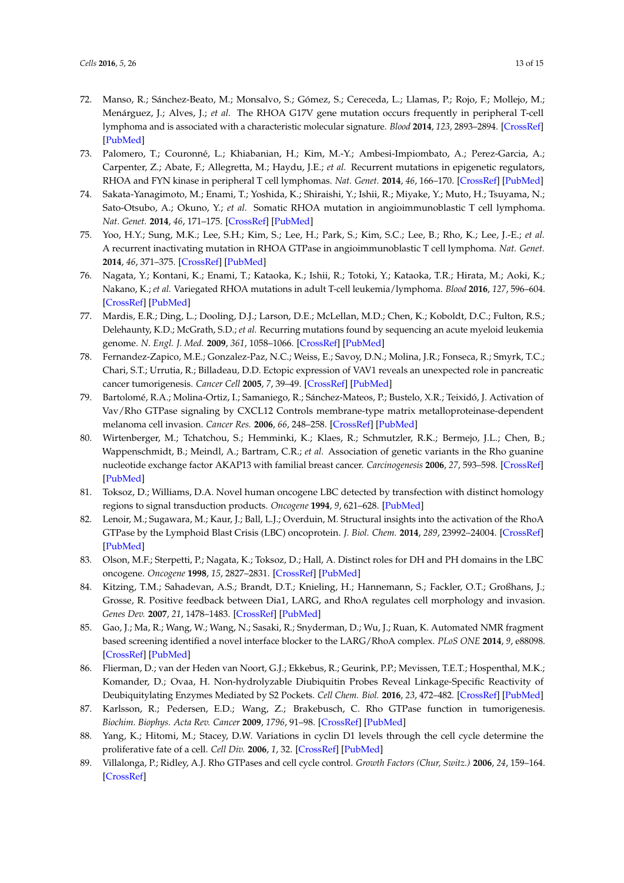72. Manso, R.; Sánchez-Beato, M.; Monsalvo, S.; Gómez, S.; Cereceda, L.; Llamas, P.; Rojo, F.; Mollejo, M.; Menárguez, J.; Alves, J.; *et al.* The RHOA G17V gene mutation occurs frequently in peripheral T-cell lymphoma and is associated with a characteristic molecular signature. *Blood* **2014**, *123*, 2893–2894. [CrossRef] [PubMed]
73. Palomero, T.; Couronné, L.; Khiabanian, H.; Kim, M.-Y.; Ambesi-Impiombato, A.; Perez-Garcia, A.; Carpenter, Z.; Abate, F.; Allegretta, M.; Haydu, J.E.; *et al.* Recurrent mutations in epigenetic regulators, RHOA and FYN kinase in peripheral T cell lymphomas. *Nat. Genet.* **2014**, *46*, 166–170. [CrossRef] [PubMed]
74. Sakata-Yanagimoto, M.; Enami, T.; Yoshida, K.; Shiraishi, Y.; Ishii, R.; Miyake, Y.; Muto, H.; Tsuyama, N.; Sato-Otsubo, A.; Okuno, Y.; *et al.* Somatic RHOA mutation in angioimmunoblastic T cell lymphoma. *Nat. Genet.* **2014**, *46*, 171–175. [CrossRef] [PubMed]
75. Yoo, H.Y.; Sung, M.K.; Lee, S.H.; Kim, S.; Lee, H.; Park, S.; Kim, S.C.; Lee, B.; Rho, K.; Lee, J.-E.; *et al.* A recurrent inactivating mutation in RHOA GTPase in angioimmunoblastic T cell lymphoma. *Nat. Genet.* **2014**, *46*, 371–375. [CrossRef] [PubMed]
76. Nagata, Y.; Kontani, K.; Enami, T.; Kataoka, K.; Ishii, R.; Totoki, Y.; Kataoka, T.R.; Hirata, M.; Aoki, K.; Nakano, K.; *et al.* Variegated RHOA mutations in adult T-cell leukemia/lymphoma. *Blood* **2016**, *127*, 596–604. [CrossRef] [PubMed]
77. Mardis, E.R.; Ding, L.; Dooling, D.J.; Larson, D.E.; McLellan, M.D.; Chen, K.; Koboldt, D.C.; Fulton, R.S.; Delehaunty, K.D.; McGrath, S.D.; *et al.* Recurring mutations found by sequencing an acute myeloid leukemia genome. *N. Engl. J. Med.* **2009**, *361*, 1058–1066. [CrossRef] [PubMed]
78. Fernandez-Zapico, M.E.; Gonzalez-Paz, N.C.; Weiss, E.; Savoy, D.N.; Molina, J.R.; Fonseca, R.; Smyrk, T.C.; Chari, S.T.; Urrutia, R.; Billadeau, D.D. Ectopic expression of VAV1 reveals an unexpected role in pancreatic cancer tumorigenesis. *Cancer Cell* **2005**, *7*, 39–49. [CrossRef] [PubMed]
79. Bartolomé, R.A.; Molina-Ortiz, I.; Samaniego, R.; Sánchez-Mateos, P.; Bustelo, X.R.; Teixidó, J. Activation of Vav/Rho GTPase signaling by CXCL12 Controls membrane-type matrix metalloproteinase-dependent melanoma cell invasion. *Cancer Res.* **2006**, *66*, 248–258. [CrossRef] [PubMed]
80. Wirtenberger, M.; Tchatchou, S.; Hemminki, K.; Klaes, R.; Schmutzler, R.K.; Bermejo, J.L.; Chen, B.; Wappenschmidt, B.; Meindl, A.; Bartram, C.R.; *et al.* Association of genetic variants in the Rho guanine nucleotide exchange factor AKAP13 with familial breast cancer. *Carcinogenesis* **2006**, *27*, 593–598. [CrossRef] [PubMed]
81. Toksoz, D.; Williams, D.A. Novel human oncogene LBC detected by transfection with distinct homology regions to signal transduction products. *Oncogene* **1994**, *9*, 621–628. [PubMed]
82. Lenoir, M.; Sugawara, M.; Kaur, J.; Ball, L.J.; Overduin, M. Structural insights into the activation of the RhoA GTPase by the Lymphoid Blast Crisis (LBC) oncoprotein. *J. Biol. Chem.* **2014**, *289*, 23992–24004. [CrossRef] [PubMed]
83. Olson, M.F.; Sterpetti, P.; Nagata, K.; Toksoz, D.; Hall, A. Distinct roles for DH and PH domains in the LBC oncogene. *Oncogene* **1998**, *15*, 2827–2831. [CrossRef] [PubMed]
84. Kitzing, T.M.; Sahadevan, A.S.; Brandt, D.T.; Knieling, H.; Hannemann, S.; Fackler, O.T.; Großhans, J.; Grosse, R. Positive feedback between Dia1, LARG, and RhoA regulates cell morphology and invasion. *Genes Dev.* **2007**, *21*, 1478–1483. [CrossRef] [PubMed]
85. Gao, J.; Ma, R.; Wang, W.; Wang, N.; Sasaki, R.; Snyderman, D.; Wu, J.; Ruan, K. Automated NMR fragment based screening identified a novel interface blocker to the LARG/RhoA complex. *PLoS ONE* **2014**, *9*, e88098. [CrossRef] [PubMed]
86. Flierman, D.; van der Heden van Noort, G.J.; Ekkebus, R.; Geurink, P.P.; Mevissen, T.E.T.; Hospenthal, M.K.; Komander, D.; Ovaa, H. Non-hydrolyzable Diubiquitin Probes Reveal Linkage-Specific Reactivity of Deubiquitylating Enzymes Mediated by S2 Pockets. *Cell Chem. Biol.* **2016**, *23*, 472–482. [CrossRef] [PubMed]
87. Karlsson, R.; Pedersen, E.D.; Wang, Z.; Brakebusch, C. Rho GTPase function in tumorigenesis. *Biochim. Biophys. Acta Rev. Cancer* **2009**, *1796*, 91–98. [CrossRef] [PubMed]
88. Yang, K.; Hitomi, M.; Stacey, D.W. Variations in cyclin D1 levels through the cell cycle determine the proliferative fate of a cell. *Cell Div.* **2006**, *1*, 32. [CrossRef] [PubMed]
89. Villalonga, P.; Ridley, A.J. Rho GTPases and cell cycle control. *Growth Factors (Chur, Switz.)* **2006**, *24*, 159–164. [CrossRef]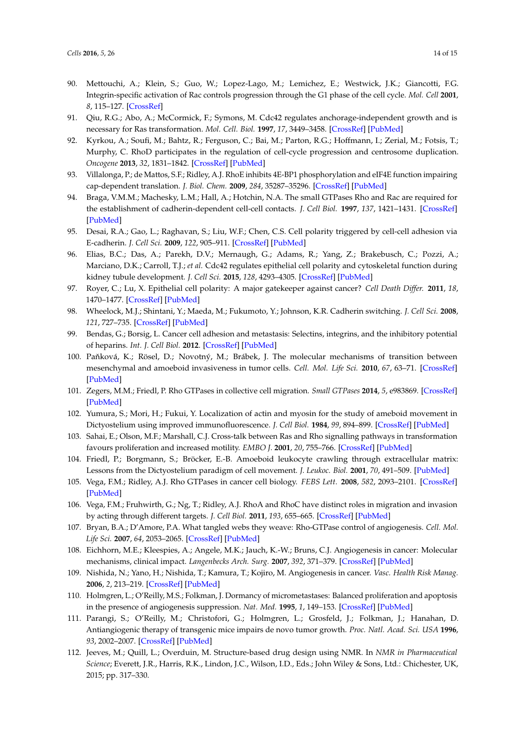90. Mettouchi, A.; Klein, S.; Guo, W.; Lopez-Lago, M.; Lemichez, E.; Westwick, J.K.; Giancotti, F.G. Integrin-specific activation of Rac controls progression through the G1 phase of the cell cycle. *Mol. Cell* **2001**, *8*, 115–127. [CrossRef]
91. Qiu, R.G.; Abo, A.; McCormick, F.; Symons, M. Cdc42 regulates anchorage-independent growth and is necessary for Ras transformation. *Mol. Cell. Biol.* **1997**, *17*, 3449–3458. [CrossRef] [PubMed]
92. Kyrkou, A.; Soufi, M.; Bahtz, R.; Ferguson, C.; Bai, M.; Parton, R.G.; Hoffmann, I.; Zerial, M.; Fotsis, T.; Murphy, C. RhoD participates in the regulation of cell-cycle progression and centrosome duplication. *Oncogene* **2013**, *32*, 1831–1842. [CrossRef] [PubMed]
93. Villalonga, P.; de Mattos, S.F.; Ridley, A.J. RhoE inhibits 4E-BP1 phosphorylation and eIF4E function impairing cap-dependent translation. *J. Biol. Chem.* **2009**, *284*, 35287–35296. [CrossRef] [PubMed]
94. Braga, V.M.M.; Machesky, L.M.; Hall, A.; Hotchin, N.A. The small GTPases Rho and Rac are required for the establishment of cadherin-dependent cell-cell contacts. *J. Cell Biol.* **1997**, *137*, 1421–1431. [CrossRef] [PubMed]
95. Desai, R.A.; Gao, L.; Raghavan, S.; Liu, W.F.; Chen, C.S. Cell polarity triggered by cell-cell adhesion via E-cadherin. *J. Cell Sci.* **2009**, *122*, 905–911. [CrossRef] [PubMed]
96. Elias, B.C.; Das, A.; Parekh, D.V.; Mernaugh, G.; Adams, R.; Yang, Z.; Brakebusch, C.; Pozzi, A.; Marciano, D.K.; Carroll, T.J.; *et al.* Cdc42 regulates epithelial cell polarity and cytoskeletal function during kidney tubule development. *J. Cell Sci.* **2015**, *128*, 4293–4305. [CrossRef] [PubMed]
97. Royer, C.; Lu, X. Epithelial cell polarity: A major gatekeeper against cancer? *Cell Death Differ.* **2011**, *18*, 1470–1477. [CrossRef] [PubMed]
98. Wheelock, M.J.; Shintani, Y.; Maeda, M.; Fukumoto, Y.; Johnson, K.R. Cadherin switching. *J. Cell Sci.* **2008**, *121*, 727–735. [CrossRef] [PubMed]
99. Bendas, G.; Borsig, L. Cancer cell adhesion and metastasis: Selectins, integrins, and the inhibitory potential of heparins. *Int. J. Cell Biol.* **2012**. [CrossRef] [PubMed]
100. Paňková, K.; Rösel, D.; Novotný, M.; Brábek, J. The molecular mechanisms of transition between mesenchymal and amoeboid invasiveness in tumor cells. *Cell. Mol. Life Sci.* **2010**, *67*, 63–71. [CrossRef] [PubMed]
101. Zegers, M.M.; Friedl, P. Rho GTPases in collective cell migration. *Small GTPases* **2014**, *5*, e983869. [CrossRef] [PubMed]
102. Yumura, S.; Mori, H.; Fukui, Y. Localization of actin and myosin for the study of ameboid movement in Dictyostelium using improved immunofluorescence. *J. Cell Biol.* **1984**, *99*, 894–899. [CrossRef] [PubMed]
103. Sahai, E.; Olson, M.F.; Marshall, C.J. Cross-talk between Ras and Rho signalling pathways in transformation favours proliferation and increased motility. *EMBO J.* **2001**, *20*, 755–766. [CrossRef] [PubMed]
104. Friedl, P.; Borgmann, S.; Bröcker, E.-B. Amoeboid leukocyte crawling through extracellular matrix: Lessons from the Dictyostelium paradigm of cell movement. *J. Leukoc. Biol.* **2001**, *70*, 491–509. [PubMed]
105. Vega, F.M.; Ridley, A.J. Rho GTPases in cancer cell biology. *FEBS Lett.* **2008**, *582*, 2093–2101. [CrossRef] [PubMed]
106. Vega, F.M.; Fruhwirth, G.; Ng, T.; Ridley, A.J. RhoA and RhoC have distinct roles in migration and invasion by acting through different targets. *J. Cell Biol.* **2011**, *193*, 655–665. [CrossRef] [PubMed]
107. Bryan, B.A.; D'Amore, P.A. What tangled webs they weave: Rho-GTPase control of angiogenesis. *Cell. Mol. Life Sci.* **2007**, *64*, 2053–2065. [CrossRef] [PubMed]
108. Eichhorn, M.E.; Kleespies, A.; Angele, M.K.; Jauch, K.-W.; Bruns, C.J. Angiogenesis in cancer: Molecular mechanisms, clinical impact. *Langenbecks Arch. Surg.* **2007**, *392*, 371–379. [CrossRef] [PubMed]
109. Nishida, N.; Yano, H.; Nishida, T.; Kamura, T.; Kojiro, M. Angiogenesis in cancer. *Vasc. Health Risk Manag.* **2006**, *2*, 213–219. [CrossRef] [PubMed]
110. Holmgren, L.; O'Reilly, M.S.; Folkman, J. Dormancy of micrometastases: Balanced proliferation and apoptosis in the presence of angiogenesis suppression. *Nat. Med.* **1995**, *1*, 149–153. [CrossRef] [PubMed]
111. Parangi, S.; O'Reilly, M.; Christofori, G.; Holmgren, L.; Grosfeld, J.; Folkman, J.; Hanahan, D. Antiangiogenic therapy of transgenic mice impairs de novo tumor growth. *Proc. Natl. Acad. Sci. USA* **1996**, *93*, 2002–2007. [CrossRef] [PubMed]
112. Jeeves, M.; Quill, L.; Overduin, M. Structure-based drug design using NMR. In *NMR in Pharmaceutical Science*; Everett, J.R., Harris, R.K., Lindon, J.C., Wilson, I.D., Eds.; John Wiley & Sons, Ltd.: Chichester, UK, 2015; pp. 317–330.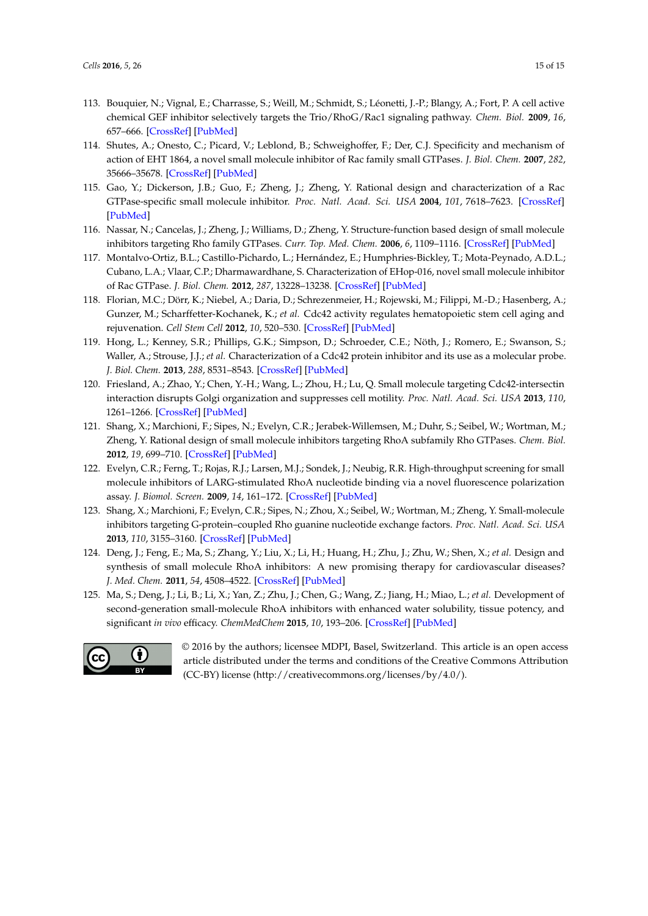113. Bouquier, N.; Vignal, E.; Charrasse, S.; Weill, M.; Schmidt, S.; Léonetti, J.-P.; Blangy, A.; Fort, P. A cell active chemical GEF inhibitor selectively targets the Trio/RhoG/Rac1 signaling pathway. *Chem. Biol.* **2009**, *16*, 657–666. [CrossRef] [PubMed]
114. Shutes, A.; Onesto, C.; Picard, V.; Leblond, B.; Schweighoffer, F.; Der, C.J. Specificity and mechanism of action of EHT 1864, a novel small molecule inhibitor of Rac family small GTPases. *J. Biol. Chem.* **2007**, *282*, 35666–35678. [CrossRef] [PubMed]
115. Gao, Y.; Dickerson, J.B.; Guo, F.; Zheng, J.; Zheng, Y. Rational design and characterization of a Rac GTPase-specific small molecule inhibitor. *Proc. Natl. Acad. Sci. USA* **2004**, *101*, 7618–7623. [CrossRef] [PubMed]
116. Nassar, N.; Cancelas, J.; Zheng, J.; Williams, D.; Zheng, Y. Structure-function based design of small molecule inhibitors targeting Rho family GTPases. *Curr. Top. Med. Chem.* **2006**, *6*, 1109–1116. [CrossRef] [PubMed]
117. Montalvo-Ortiz, B.L.; Castillo-Pichardo, L.; Hernández, E.; Humphries-Bickley, T.; Mota-Peynado, A.D.L.; Cubano, L.A.; Vlaar, C.P.; Dharmawardhane, S. Characterization of EHop-016, novel small molecule inhibitor of Rac GTPase. *J. Biol. Chem.* **2012**, *287*, 13228–13238. [CrossRef] [PubMed]
118. Florian, M.C.; Dörr, K.; Niebel, A.; Daria, D.; Schrezenmeier, H.; Rojewski, M.; Filippi, M.-D.; Hasenberg, A.; Gunzer, M.; Scharffetter-Kochanek, K.; *et al.* Cdc42 activity regulates hematopoietic stem cell aging and rejuvenation. *Cell Stem Cell* **2012**, *10*, 520–530. [CrossRef] [PubMed]
119. Hong, L.; Kenney, S.R.; Phillips, G.K.; Simpson, D.; Schroeder, C.E.; Nöth, J.; Romero, E.; Swanson, S.; Waller, A.; Strouse, J.J.; *et al.* Characterization of a Cdc42 protein inhibitor and its use as a molecular probe. *J. Biol. Chem.* **2013**, *288*, 8531–8543. [CrossRef] [PubMed]
120. Friesland, A.; Zhao, Y.; Chen, Y.-H.; Wang, L.; Zhou, H.; Lu, Q. Small molecule targeting Cdc42-intersectin interaction disrupts Golgi organization and suppresses cell motility. *Proc. Natl. Acad. Sci. USA* **2013**, *110*, 1261–1266. [CrossRef] [PubMed]
121. Shang, X.; Marchioni, F.; Sipes, N.; Evelyn, C.R.; Jerabek-Willemsen, M.; Duhr, S.; Seibel, W.; Wortman, M.; Zheng, Y. Rational design of small molecule inhibitors targeting RhoA subfamily Rho GTPases. *Chem. Biol.* **2012**, *19*, 699–710. [CrossRef] [PubMed]
122. Evelyn, C.R.; Ferng, T.; Rojas, R.J.; Larsen, M.J.; Sondek, J.; Neubig, R.R. High-throughput screening for small molecule inhibitors of LARG-stimulated RhoA nucleotide binding via a novel fluorescence polarization assay. *J. Biomol. Screen.* **2009**, *14*, 161–172. [CrossRef] [PubMed]
123. Shang, X.; Marchioni, F.; Evelyn, C.R.; Sipes, N.; Zhou, X.; Seibel, W.; Wortman, M.; Zheng, Y. Small-molecule inhibitors targeting G-protein–coupled Rho guanine nucleotide exchange factors. *Proc. Natl. Acad. Sci. USA* **2013**, *110*, 3155–3160. [CrossRef] [PubMed]
124. Deng, J.; Feng, E.; Ma, S.; Zhang, Y.; Liu, X.; Li, H.; Huang, H.; Zhu, J.; Zhu, W.; Shen, X.; *et al.* Design and synthesis of small molecule RhoA inhibitors: A new promising therapy for cardiovascular diseases? *J. Med. Chem.* **2011**, *54*, 4508–4522. [CrossRef] [PubMed]
125. Ma, S.; Deng, J.; Li, B.; Li, X.; Yan, Z.; Zhu, J.; Chen, G.; Wang, Z.; Jiang, H.; Miao, L.; *et al.* Development of second-generation small-molecule RhoA inhibitors with enhanced water solubility, tissue potency, and significant *in vivo* efficacy. *ChemMedChem* **2015**, *10*, 193–206. [CrossRef] [PubMed]

© 2016 by the authors; licensee MDPI, Basel, Switzerland. This article is an open access article distributed under the terms and conditions of the Creative Commons Attribution (CC-BY) license (http://creativecommons.org/licenses/by/4.0/).